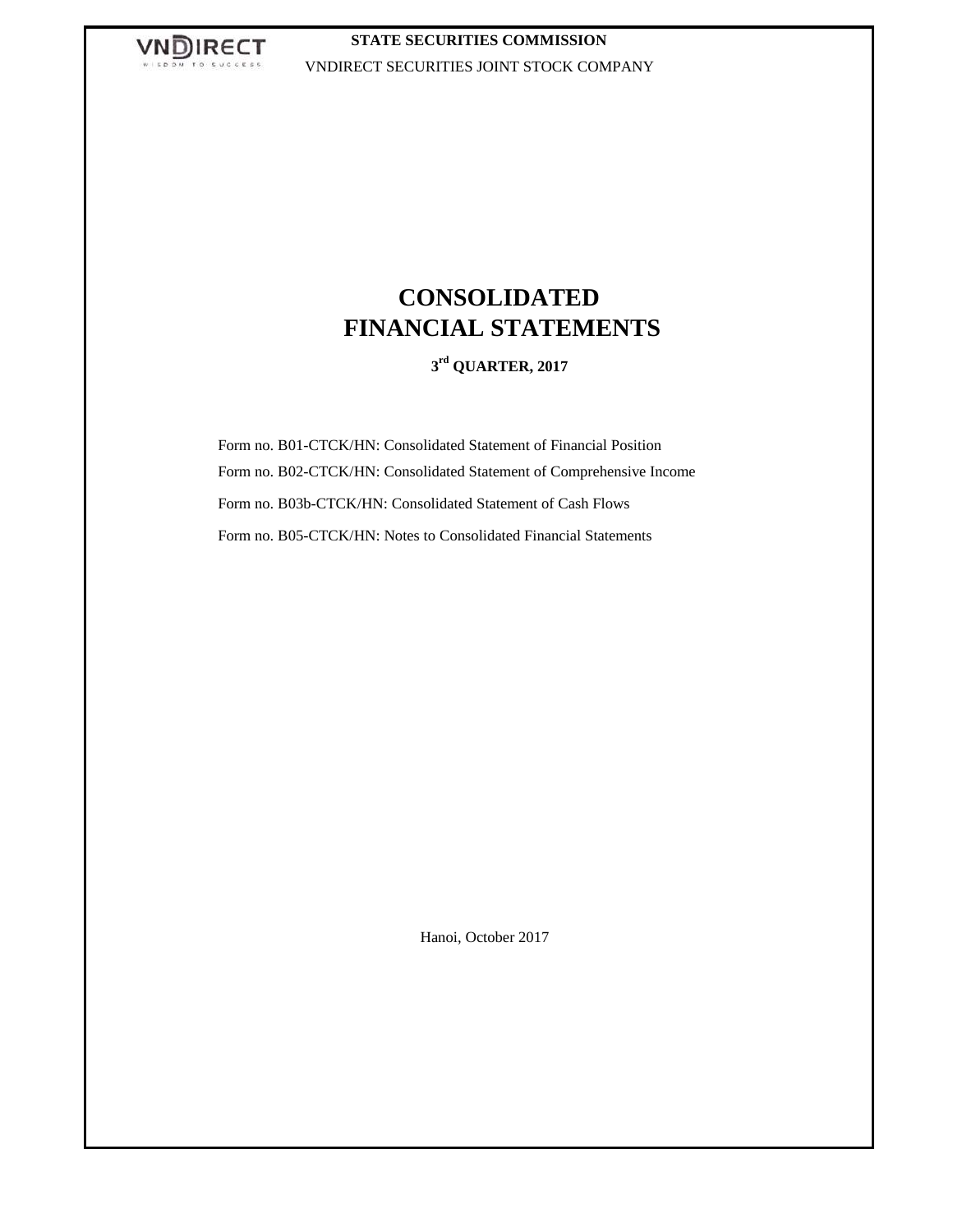**STATE SECURITIES COMMISSION**

VNDIRECT SECURITIES JOINT STOCK COMPANY

# CONSOLIDATED FINANCIAL STATEMENTS

**3rd QUARTER, 2017**

Form no. B01-CTCK/HN: Consolidated Statement of Financial Position

Form no. B02-CTCK/HN: Consolidated Statement of Comprehensive Income

Form no. B03b-CTCK/HN: Consolidated Statement of Cash Flows

Form no. B05-CTCK/HN: Notes to Consolidated Financial Statements

Hanoi, October 2017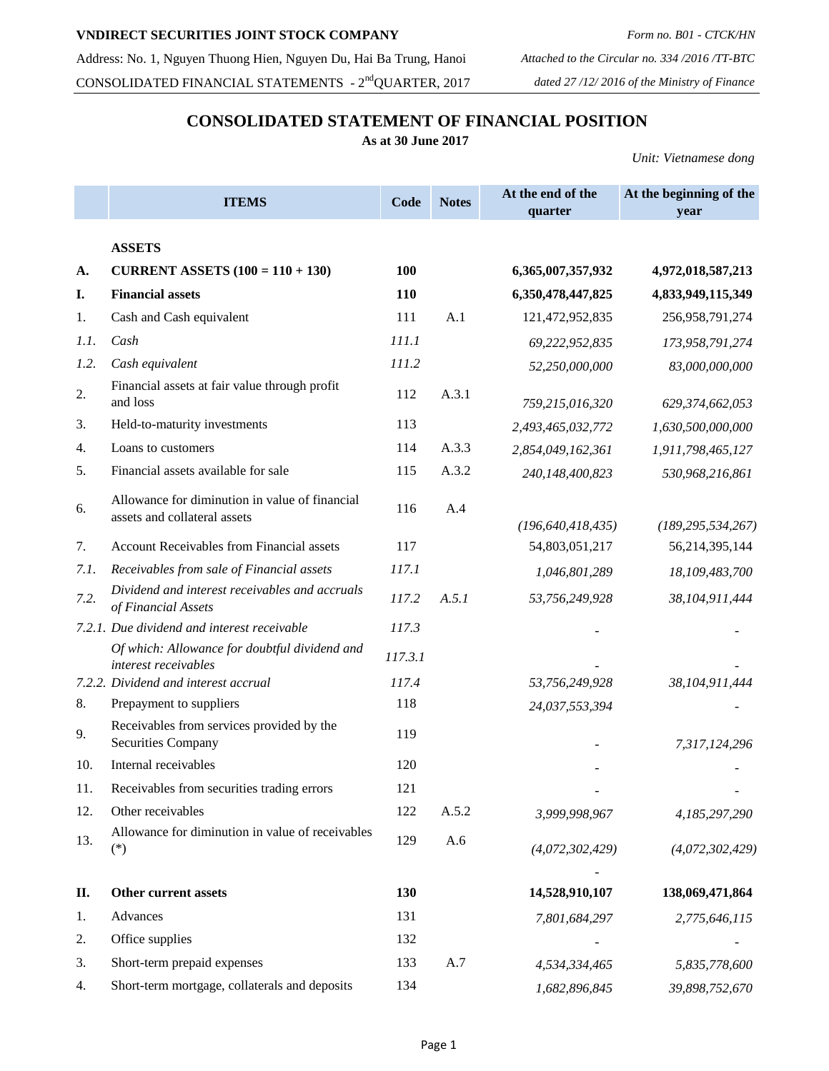**VNDIRECT SECURITIES JOINT STOCK COMPANY**

Address: No. 1, Nguyen Thuong Hien, Nguyen Du, Hai Ba Trung, Hanoi

CONSOLIDATED FINANCIAL STATEMENTS - 2nd QUARTER, 2017

*Form no. B01 - CTCK/HN*

*Attached to the Circular no. 334 /2016 /TT-BTC*

*dated 27 /12/ 2016 of the Ministry of Finance*

# CONSOLIDATED STATEMENT OF FINANCIAL POSITION

**As at 30 June 2017**

*Unit: Vietnamese dong*

| | ITEMS | Code | Notes | At the end of the quarter | At the beginning of the year |
|---|---|---|---|---|---|
| | **ASSETS** | | | | |
| **A.** | **CURRENT ASSETS (100 = 110 + 130)** | **100** | | **6,365,007,357,932** | **4,972,018,587,213** |
| **I.** | **Financial assets** | **110** | | **6,350,478,447,825** | **4,833,949,115,349** |
| 1. | Cash and Cash equivalent | 111 | A.1 | 121,472,952,835 | 256,958,791,274 |
| *1.1.* | *Cash* | *111.1* | | *69,222,952,835* | *173,958,791,274* |
| *1.2.* | *Cash equivalent* | *111.2* | | *52,250,000,000* | *83,000,000,000* |
| 2. | Financial assets at fair value through profit and loss | 112 | A.3.1 | *759,215,016,320* | *629,374,662,053* |
| 3. | Held-to-maturity investments | 113 | | *2,493,465,032,772* | *1,630,500,000,000* |
| 4. | Loans to customers | 114 | A.3.3 | *2,854,049,162,361* | *1,911,798,465,127* |
| 5. | Financial assets available for sale | 115 | A.3.2 | *240,148,400,823* | *530,968,216,861* |
| 6. | Allowance for diminution in value of financial assets and collateral assets | 116 | A.4 | *(196,640,418,435)* | *(189,295,534,267)* |
| 7. | Account Receivables from Financial assets | 117 | | 54,803,051,217 | 56,214,395,144 |
| *7.1.* | *Receivables from sale of Financial assets* | *117.1* | | *1,046,801,289* | *18,109,483,700* |
| *7.2.* | *Dividend and interest receivables and accruals of Financial Assets* | *117.2* | *A.5.1* | *53,756,249,928* | *38,104,911,444* |
| *7.2.1.* | *Due dividend and interest receivable* | *117.3* | | - | - |
| | *Of which: Allowance for doubtful dividend and interest receivables* | *117.3.1* | | - | - |
| *7.2.2.* | *Dividend and interest accrual* | *117.4* | | *53,756,249,928* | *38,104,911,444* |
| 8. | Prepayment to suppliers | 118 | | *24,037,553,394* | - |
| 9. | Receivables from services provided by the Securities Company | 119 | | - | *7,317,124,296* |
| 10. | Internal receivables | 120 | | - | - |
| 11. | Receivables from securities trading errors | 121 | | - | - |
| 12. | Other receivables | 122 | A.5.2 | *3,999,998,967* | *4,185,297,290* |
| 13. | Allowance for diminution in value of receivables (*) | 129 | A.6 | *(4,072,302,429)* | *(4,072,302,429)* |
| | | | | - | |
| **II.** | **Other current assets** | **130** | | **14,528,910,107** | **138,069,471,864** |
| 1. | Advances | 131 | | *7,801,684,297* | *2,775,646,115* |
| 2. | Office supplies | 132 | | - | - |
| 3. | Short-term prepaid expenses | 133 | A.7 | *4,534,334,465* | *5,835,778,600* |
| 4. | Short-term mortgage, collaterals and deposits | 134 | | *1,682,896,845* | *39,898,752,670* |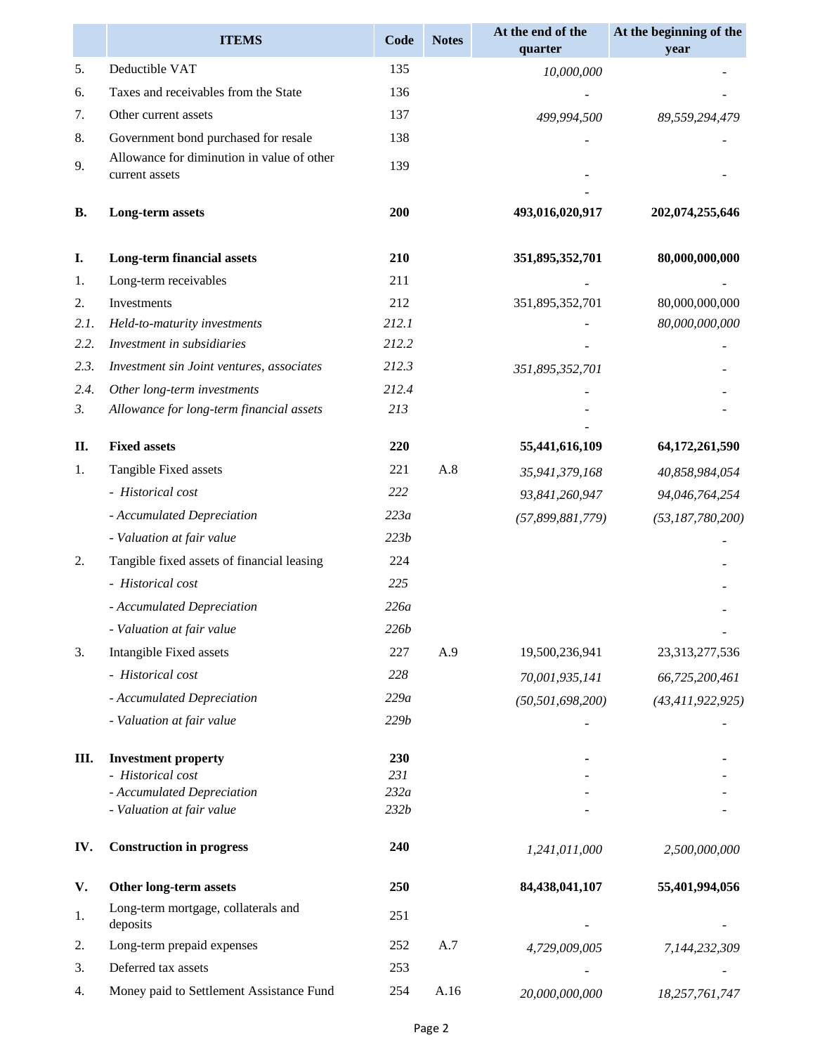|  | ITEMS | Code | Notes | At the end of the quarter | At the beginning of the year |
|---|---|---|---|---|---|
| 5. | Deductible VAT | 135 |  | *10,000,000* | - |
| 6. | Taxes and receivables from the State | 136 |  | - | - |
| 7. | Other current assets | 137 |  | *499,994,500* | *89,559,294,479* |
| 8. | Government bond purchased for resale | 138 |  | - | - |
| 9. | Allowance for diminution in value of other current assets | 139 |  | - | - |
| **B.** | **Long-term assets** | **200** |  | **493,016,020,917** | **202,074,255,646** |
| **I.** | **Long-term financial assets** | **210** |  | **351,895,352,701** | **80,000,000,000** |
| 1. | Long-term receivables | 211 |  | - | - |
| 2. | Investments | 212 |  | 351,895,352,701 | 80,000,000,000 |
| *2.1.* | *Held-to-maturity investments* | *212.1* |  | - | *80,000,000,000* |
| *2.2.* | *Investment in subsidiaries* | *212.2* |  | - | - |
| *2.3.* | *Investment sin Joint ventures, associates* | *212.3* |  | *351,895,352,701* | - |
| *2.4.* | *Other long-term investments* | *212.4* |  | - | - |
| *3.* | *Allowance for long-term financial assets* | *213* |  | - | - |
| **II.** | **Fixed assets** | **220** |  | **55,441,616,109** | **64,172,261,590** |
| 1. | Tangible Fixed assets | 221 | A.8 | *35,941,379,168* | *40,858,984,054* |
|  | *- Historical cost* | *222* |  | *93,841,260,947* | *94,046,764,254* |
|  | *- Accumulated Depreciation* | *223a* |  | *(57,899,881,779)* | *(53,187,780,200)* |
|  | *- Valuation at fair value* | *223b* |  |  | - |
| 2. | Tangible fixed assets of financial leasing | 224 |  |  | - |
|  | *- Historical cost* | *225* |  |  | - |
|  | *- Accumulated Depreciation* | *226a* |  |  | - |
|  | *- Valuation at fair value* | *226b* |  |  | - |
| 3. | Intangible Fixed assets | 227 | A.9 | 19,500,236,941 | 23,313,277,536 |
|  | *- Historical cost* | *228* |  | *70,001,935,141* | *66,725,200,461* |
|  | *- Accumulated Depreciation* | *229a* |  | *(50,501,698,200)* | *(43,411,922,925)* |
|  | *- Valuation at fair value* | *229b* |  | - | - |
| **III.** | **Investment property** | **230** |  | **-** | **-** |
|  | *- Historical cost* | *231* |  | - | - |
|  | *- Accumulated Depreciation* | *232a* |  | - | - |
|  | *- Valuation at fair value* | *232b* |  | - | - |
| **IV.** | **Construction in progress** | **240** |  | *1,241,011,000* | *2,500,000,000* |
| **V.** | **Other long-term assets** | **250** |  | **84,438,041,107** | **55,401,994,056** |
| 1. | Long-term mortgage, collaterals and deposits | 251 |  | - | - |
| 2. | Long-term prepaid expenses | 252 | A.7 | *4,729,009,005* | *7,144,232,309* |
| 3. | Deferred tax assets | 253 |  | - | - |
| 4. | Money paid to Settlement Assistance Fund | 254 | A.16 | *20,000,000,000* | *18,257,761,747* |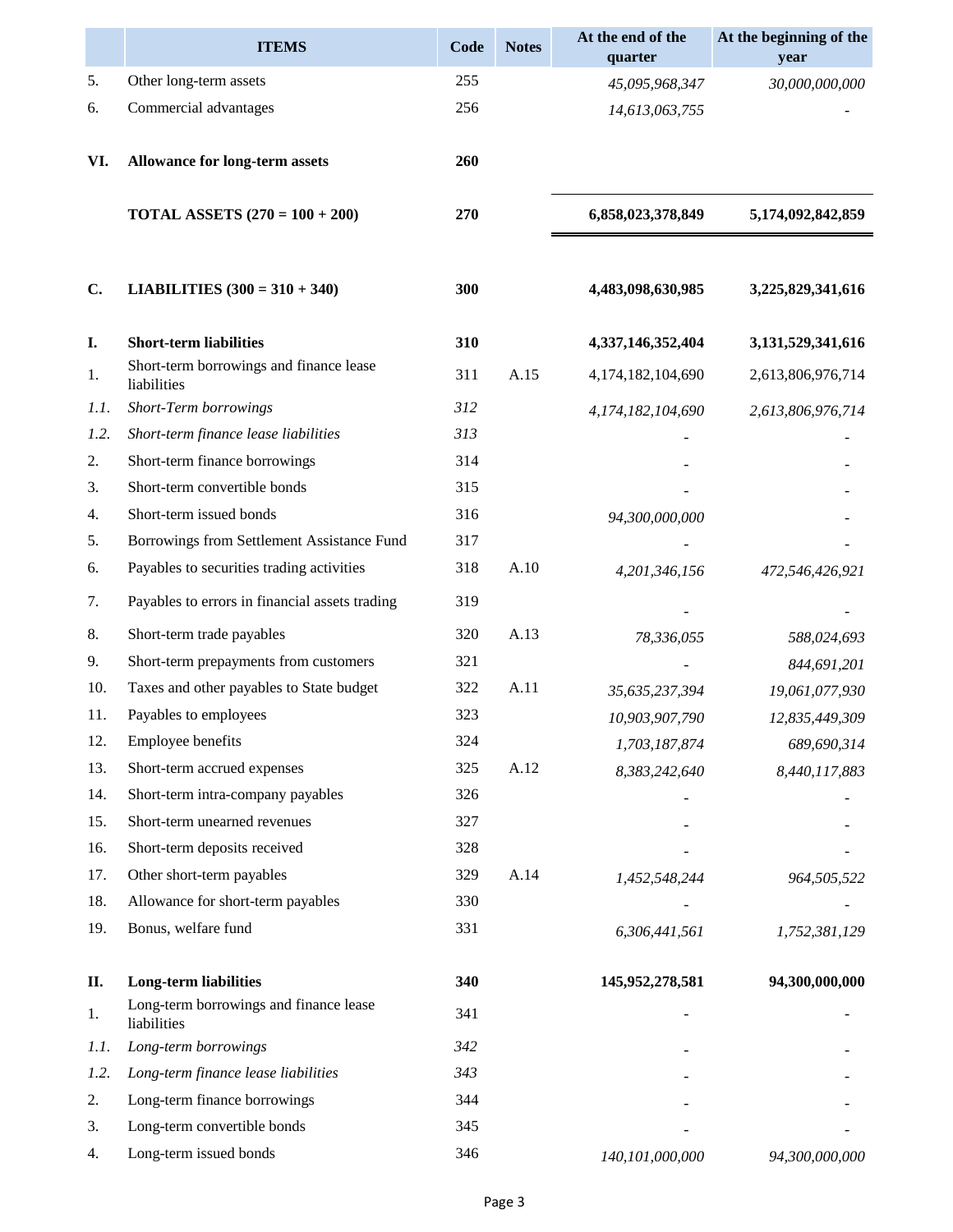| | ITEMS | Code | Notes | At the end of the quarter | At the beginning of the year |
|---|---|---|---|---|---|
| 5. | Other long-term assets | 255 | | *45,095,968,347* | *30,000,000,000* |
| 6. | Commercial advantages | 256 | | *14,613,063,755* | - |
| **VI.** | **Allowance for long-term assets** | **260** | | | |
| | **TOTAL ASSETS (270 = 100 + 200)** | **270** | | **6,858,023,378,849** | **5,174,092,842,859** |
| **C.** | **LIABILITIES (300 = 310 + 340)** | **300** | | **4,483,098,630,985** | **3,225,829,341,616** |
| **I.** | **Short-term liabilities** | **310** | | **4,337,146,352,404** | **3,131,529,341,616** |
| 1. | Short-term borrowings and finance lease liabilities | 311 | A.15 | 4,174,182,104,690 | 2,613,806,976,714 |
| *1.1.* | *Short-Term borrowings* | *312* | | *4,174,182,104,690* | *2,613,806,976,714* |
| *1.2.* | *Short-term finance lease liabilities* | *313* | | - | - |
| 2. | Short-term finance borrowings | 314 | | - | - |
| 3. | Short-term convertible bonds | 315 | | - | - |
| 4. | Short-term issued bonds | 316 | | *94,300,000,000* | - |
| 5. | Borrowings from Settlement Assistance Fund | 317 | | - | - |
| 6. | Payables to securities trading activities | 318 | A.10 | *4,201,346,156* | *472,546,426,921* |
| 7. | Payables to errors in financial assets trading | 319 | | - | - |
| 8. | Short-term trade payables | 320 | A.13 | *78,336,055* | *588,024,693* |
| 9. | Short-term prepayments from customers | 321 | | - | *844,691,201* |
| 10. | Taxes and other payables to State budget | 322 | A.11 | *35,635,237,394* | *19,061,077,930* |
| 11. | Payables to employees | 323 | | *10,903,907,790* | *12,835,449,309* |
| 12. | Employee benefits | 324 | | *1,703,187,874* | *689,690,314* |
| 13. | Short-term accrued expenses | 325 | A.12 | *8,383,242,640* | *8,440,117,883* |
| 14. | Short-term intra-company payables | 326 | | - | - |
| 15. | Short-term unearned revenues | 327 | | - | - |
| 16. | Short-term deposits received | 328 | | - | - |
| 17. | Other short-term payables | 329 | A.14 | *1,452,548,244* | *964,505,522* |
| 18. | Allowance for short-term payables | 330 | | - | - |
| 19. | Bonus, welfare fund | 331 | | *6,306,441,561* | *1,752,381,129* |
| **II.** | **Long-term liabilities** | **340** | | **145,952,278,581** | **94,300,000,000** |
| 1. | Long-term borrowings and finance lease liabilities | 341 | | - | - |
| *1.1.* | *Long-term borrowings* | *342* | | - | - |
| *1.2.* | *Long-term finance lease liabilities* | *343* | | - | - |
| 2. | Long-term finance borrowings | 344 | | - | - |
| 3. | Long-term convertible bonds | 345 | | - | - |
| 4. | Long-term issued bonds | 346 | | *140,101,000,000* | *94,300,000,000* |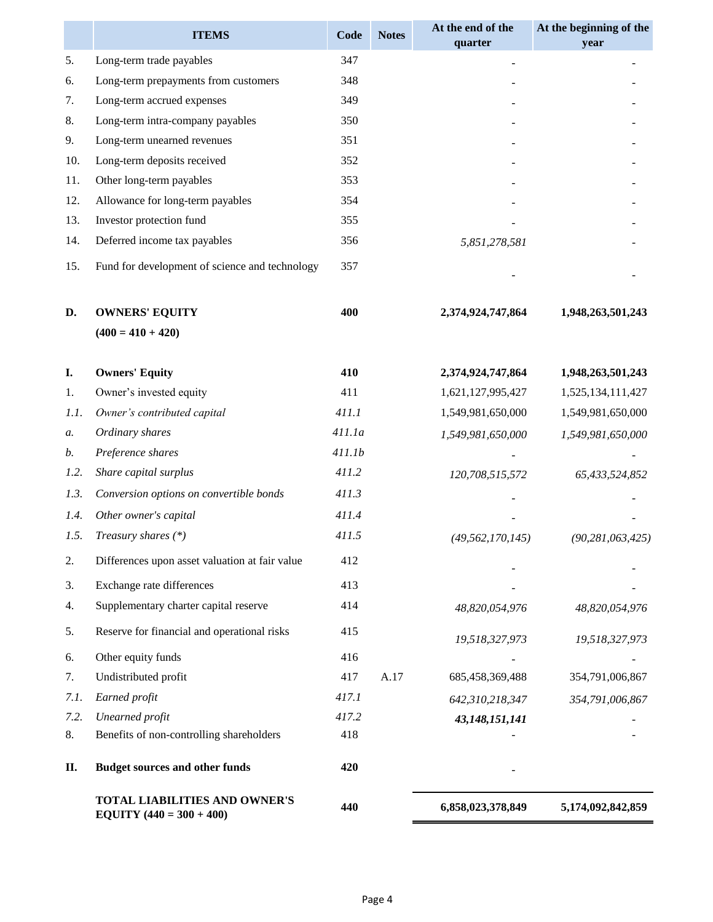| | ITEMS | Code | Notes | At the end of the quarter | At the beginning of the year |
|---|---|---|---|---|---|
| 5. | Long-term trade payables | 347 | | - | - |
| 6. | Long-term prepayments from customers | 348 | | - | - |
| 7. | Long-term accrued expenses | 349 | | - | - |
| 8. | Long-term intra-company payables | 350 | | - | - |
| 9. | Long-term unearned revenues | 351 | | - | - |
| 10. | Long-term deposits received | 352 | | - | - |
| 11. | Other long-term payables | 353 | | - | - |
| 12. | Allowance for long-term payables | 354 | | - | - |
| 13. | Investor protection fund | 355 | | - | - |
| 14. | Deferred income tax payables | 356 | | *5,851,278,581* | - |
| 15. | Fund for development of science and technology | 357 | | - | - |
| **D.** | **OWNERS' EQUITY (400 = 410 + 420)** | **400** | | **2,374,924,747,864** | **1,948,263,501,243** |
| **I.** | **Owners' Equity** | **410** | | **2,374,924,747,864** | **1,948,263,501,243** |
| 1. | Owner's invested equity | 411 | | 1,621,127,995,427 | 1,525,134,111,427 |
| *1.1.* | *Owner's contributed capital* | *411.1* | | 1,549,981,650,000 | 1,549,981,650,000 |
| *a.* | *Ordinary shares* | *411.1a* | | *1,549,981,650,000* | *1,549,981,650,000* |
| *b.* | *Preference shares* | *411.1b* | | - | - |
| *1.2.* | *Share capital surplus* | *411.2* | | *120,708,515,572* | *65,433,524,852* |
| *1.3.* | *Conversion options on convertible bonds* | *411.3* | | - | - |
| *1.4.* | *Other owner's capital* | *411.4* | | - | - |
| *1.5.* | *Treasury shares (*)* | *411.5* | | *(49,562,170,145)* | *(90,281,063,425)* |
| 2. | Differences upon asset valuation at fair value | 412 | | - | - |
| 3. | Exchange rate differences | 413 | | - | - |
| 4. | Supplementary charter capital reserve | 414 | | *48,820,054,976* | *48,820,054,976* |
| 5. | Reserve for financial and operational risks | 415 | | *19,518,327,973* | *19,518,327,973* |
| 6. | Other equity funds | 416 | | - | - |
| 7. | Undistributed profit | 417 | A.17 | 685,458,369,488 | 354,791,006,867 |
| *7.1.* | *Earned profit* | *417.1* | | *642,310,218,347* | *354,791,006,867* |
| *7.2.* | *Unearned profit* | *417.2* | | ***43,148,151,141*** | - |
| 8. | Benefits of non-controlling shareholders | 418 | | - | - |
| **II.** | **Budget sources and other funds** | **420** | | - | |
| | **TOTAL LIABILITIES AND OWNER'S EQUITY (440 = 300 + 400)** | **440** | | **6,858,023,378,849** | **5,174,092,842,859** |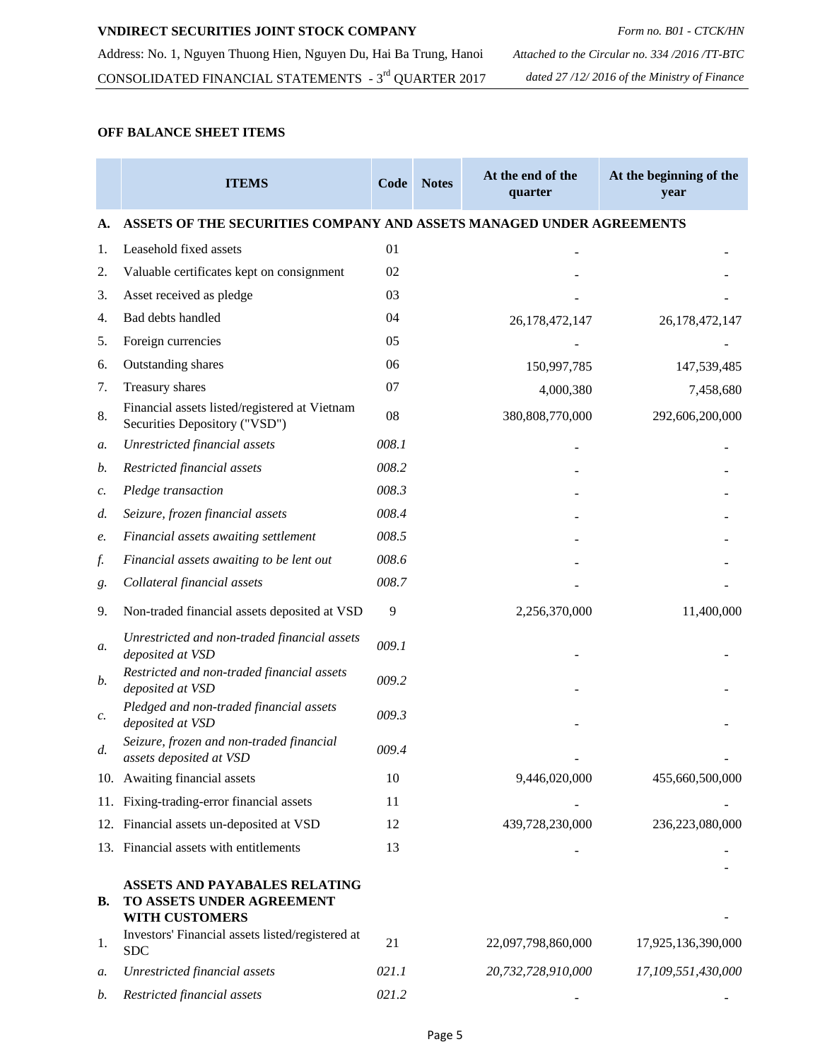## OFF BALANCE SHEET ITEMS

| | ITEMS | Code | Notes | At the end of the quarter | At the beginning of the year |
|---|---|---|---|---|---|
| **A.** | **ASSETS OF THE SECURITIES COMPANY AND ASSETS MANAGED UNDER AGREEMENTS** | | | | |
| 1. | Leasehold fixed assets | 01 | | - | - |
| 2. | Valuable certificates kept on consignment | 02 | | - | - |
| 3. | Asset received as pledge | 03 | | - | - |
| 4. | Bad debts handled | 04 | | 26,178,472,147 | 26,178,472,147 |
| 5. | Foreign currencies | 05 | | - | - |
| 6. | Outstanding shares | 06 | | 150,997,785 | 147,539,485 |
| 7. | Treasury shares | 07 | | 4,000,380 | 7,458,680 |
| 8. | Financial assets listed/registered at Vietnam Securities Depository ("VSD") | 08 | | 380,808,770,000 | 292,606,200,000 |
| *a.* | *Unrestricted financial assets* | *008.1* | | - | - |
| *b.* | *Restricted financial assets* | *008.2* | | - | - |
| *c.* | *Pledge transaction* | *008.3* | | - | - |
| *d.* | *Seizure, frozen financial assets* | *008.4* | | - | - |
| *e.* | *Financial assets awaiting settlement* | *008.5* | | - | - |
| *f.* | *Financial assets awaiting to be lent out* | *008.6* | | - | - |
| *g.* | *Collateral financial assets* | *008.7* | | - | - |
| 9. | Non-traded financial assets deposited at VSD | 9 | | 2,256,370,000 | 11,400,000 |
| *a.* | *Unrestricted and non-traded financial assets deposited at VSD* | *009.1* | | - | - |
| *b.* | *Restricted and non-traded financial assets deposited at VSD* | *009.2* | | - | - |
| *c.* | *Pledged and non-traded financial assets deposited at VSD* | *009.3* | | - | - |
| *d.* | *Seizure, frozen and non-traded financial assets deposited at VSD* | *009.4* | | - | - |
| 10. | Awaiting financial assets | 10 | | 9,446,020,000 | 455,660,500,000 |
| 11. | Fixing-trading-error financial assets | 11 | | - | - |
| 12. | Financial assets un-deposited at VSD | 12 | | 439,728,230,000 | 236,223,080,000 |
| 13. | Financial assets with entitlements | 13 | | - | - |
| | | | | | - |
| **B.** | **ASSETS AND PAYABALES RELATING TO ASSETS UNDER AGREEMENT WITH CUSTOMERS** | | | | - |
| 1. | Investors' Financial assets listed/registered at SDC | 21 | | 22,097,798,860,000 | 17,925,136,390,000 |
| *a.* | *Unrestricted financial assets* | *021.1* | | *20,732,728,910,000* | *17,109,551,430,000* |
| *b.* | *Restricted financial assets* | *021.2* | | - | - |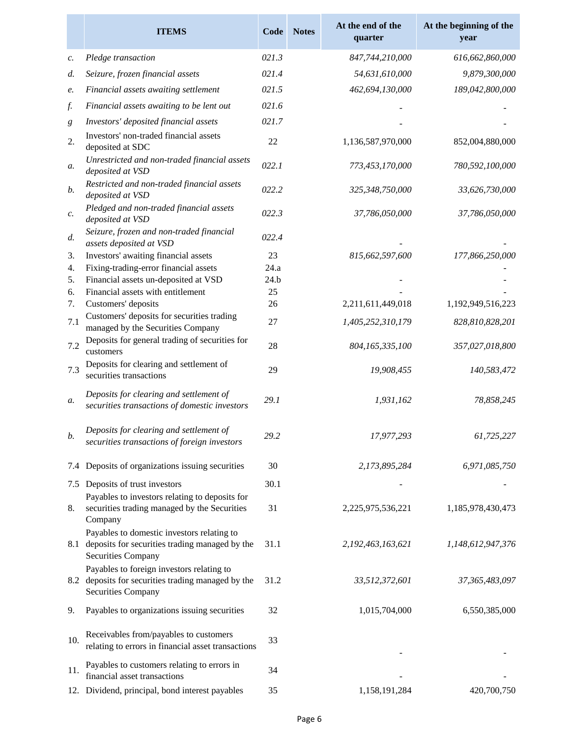| | ITEMS | Code | Notes | At the end of the quarter | At the beginning of the year |
|---|---|---|---|---|---|
| *c.* | *Pledge transaction* | *021.3* | | *847,744,210,000* | *616,662,860,000* |
| *d.* | *Seizure, frozen financial assets* | *021.4* | | *54,631,610,000* | *9,879,300,000* |
| *e.* | *Financial assets awaiting settlement* | *021.5* | | *462,694,130,000* | *189,042,800,000* |
| *f.* | *Financial assets awaiting to be lent out* | *021.6* | | - | - |
| *g* | *Investors' deposited financial assets* | *021.7* | | - | - |
| 2. | Investors' non-traded financial assets deposited at SDC | 22 | | 1,136,587,970,000 | 852,004,880,000 |
| *a.* | *Unrestricted and non-traded financial assets deposited at VSD* | *022.1* | | *773,453,170,000* | *780,592,100,000* |
| *b.* | *Restricted and non-traded financial assets deposited at VSD* | *022.2* | | *325,348,750,000* | *33,626,730,000* |
| *c.* | *Pledged and non-traded financial assets deposited at VSD* | *022.3* | | *37,786,050,000* | *37,786,050,000* |
| *d.* | *Seizure, frozen and non-traded financial assets deposited at VSD* | *022.4* | | - | - |
| 3. | Investors' awaiting financial assets | 23 | | *815,662,597,600* | *177,866,250,000* |
| 4. | Fixing-trading-error financial assets | 24.a | | | - |
| 5. | Financial assets un-deposited at VSD | 24.b | | - | - |
| 6. | Financial assets with entitlement | 25 | | - | - |
| 7. | Customers' deposits | 26 | | 2,211,611,449,018 | 1,192,949,516,223 |
| 7.1 | Customers' deposits for securities trading managed by the Securities Company | 27 | | *1,405,252,310,179* | *828,810,828,201* |
| 7.2 | Deposits for general trading of securities for customers | 28 | | *804,165,335,100* | *357,027,018,800* |
| 7.3 | Deposits for clearing and settlement of securities transactions | 29 | | *19,908,455* | *140,583,472* |
| *a.* | *Deposits for clearing and settlement of securities transactions of domestic investors* | *29.1* | | *1,931,162* | *78,858,245* |
| *b.* | *Deposits for clearing and settlement of securities transactions of foreign investors* | *29.2* | | *17,977,293* | *61,725,227* |
| 7.4 | Deposits of organizations issuing securities | 30 | | *2,173,895,284* | *6,971,085,750* |
| 7.5 | Deposits of trust investors | 30.1 | | - | - |
| 8. | Payables to investors relating to deposits for securities trading managed by the Securities Company | 31 | | 2,225,975,536,221 | 1,185,978,430,473 |
| 8.1 | Payables to domestic investors relating to deposits for securities trading managed by the Securities Company | 31.1 | | *2,192,463,163,621* | *1,148,612,947,376* |
| 8.2 | Payables to foreign investors relating to deposits for securities trading managed by the Securities Company | 31.2 | | *33,512,372,601* | *37,365,483,097* |
| 9. | Payables to organizations issuing securities | 32 | | 1,015,704,000 | 6,550,385,000 |
| 10. | Receivables from/payables to customers relating to errors in financial asset transactions | 33 | | - | - |
| 11. | Payables to customers relating to errors in financial asset transactions | 34 | | - | - |
| 12. | Dividend, principal, bond interest payables | 35 | | 1,158,191,284 | 420,700,750 |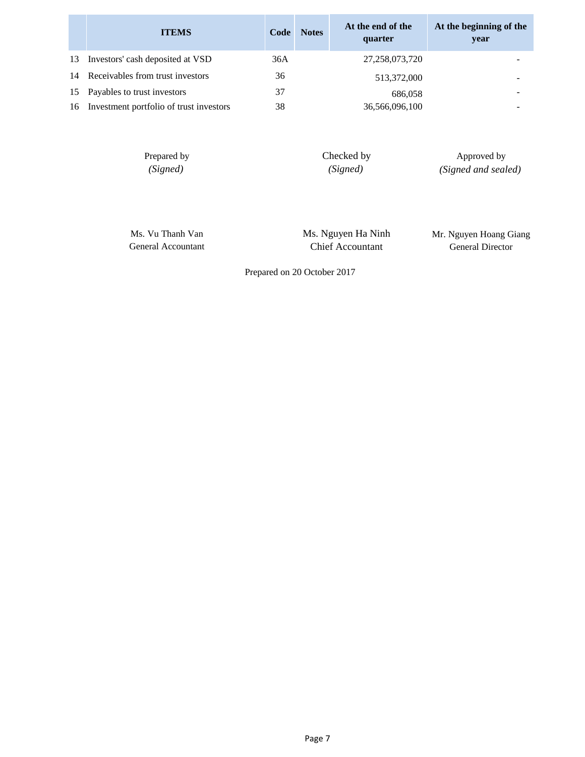| | ITEMS | Code | Notes | At the end of the quarter | At the beginning of the year |
|---|---|---|---|---|---|
| 13 | Investors' cash deposited at VSD | 36A | | 27,258,073,720 | - |
| 14 | Receivables from trust investors | 36 | | 513,372,000 | - |
| 15 | Payables to trust investors | 37 | | 686,058 | - |
| 16 | Investment portfolio of trust investors | 38 | | 36,566,096,100 | - |

| Prepared by | Checked by | Approved by |
|---|---|---|
| *(Signed)* | *(Signed)* | *(Signed and sealed)* |
| Ms. Vu Thanh Van | Ms. Nguyen Ha Ninh | Mr. Nguyen Hoang Giang |
| General Accountant | Chief Accountant | General Director |

Prepared on 20 October 2017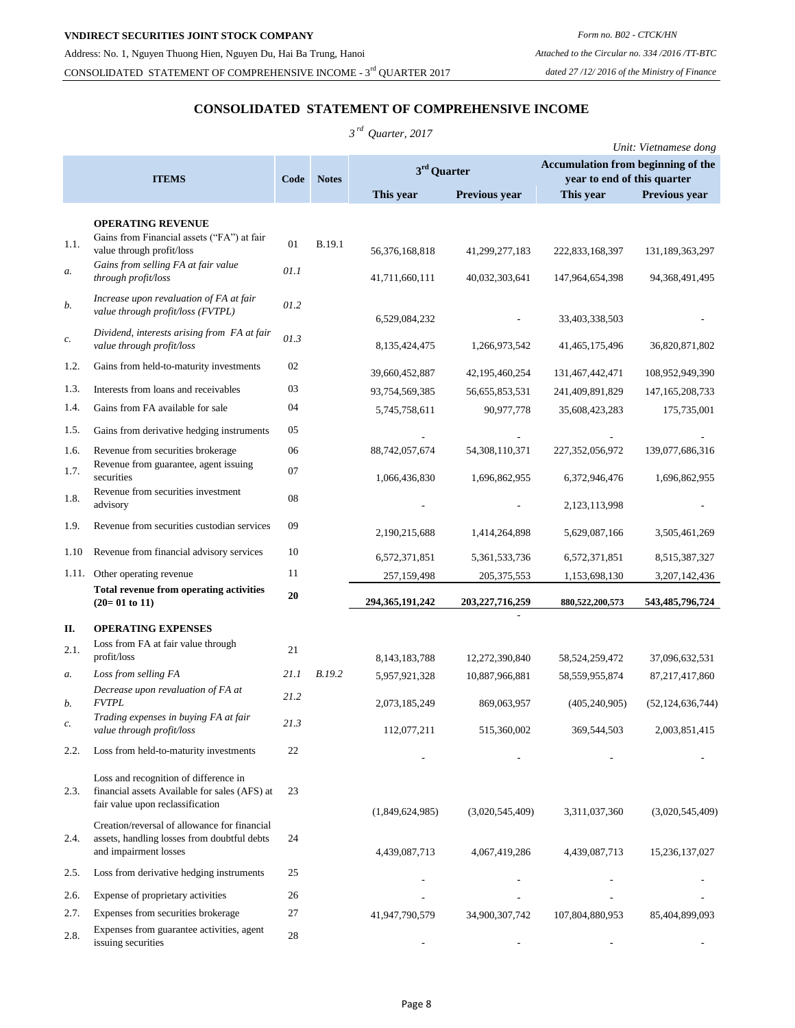**VNDIRECT SECURITIES JOINT STOCK COMPANY**

Address: No. 1, Nguyen Thuong Hien, Nguyen Du, Hai Ba Trung, Hanoi

CONSOLIDATED STATEMENT OF COMPREHENSIVE INCOME - 3rd QUARTER 2017

*Form no. B02 - CTCK/HN*

*Attached to the Circular no. 334 /2016 /TT-BTC*

*dated 27 /12/ 2016 of the Ministry of Finance*

## CONSOLIDATED STATEMENT OF COMPREHENSIVE INCOME

*3rd Quarter, 2017*

*Unit: Vietnamese dong*

| | ITEMS | Code | Notes | 3rd Quarter | | Accumulation from beginning of the year to end of this quarter | |
|---|---|---|---|---|---|---|---|
| | | | | **This year** | **Previous year** | **This year** | **Previous year** |
| | **OPERATING REVENUE** | | | | | | |
| 1.1. | Gains from Financial assets ("FA") at fair value through profit/loss | 01 | B.19.1 | 56,376,168,818 | 41,299,277,183 | 222,833,168,397 | 131,189,363,297 |
| *a.* | *Gains from selling FA at fair value through profit/loss* | *01.1* | | 41,711,660,111 | 40,032,303,641 | 147,964,654,398 | 94,368,491,495 |
| *b.* | *Increase upon revaluation of FA at fair value through profit/loss (FVTPL)* | *01.2* | | 6,529,084,232 | - | 33,403,338,503 | - |
| *c.* | *Dividend, interests arising from FA at fair value through profit/loss* | *01.3* | | 8,135,424,475 | 1,266,973,542 | 41,465,175,496 | 36,820,871,802 |
| 1.2. | Gains from held-to-maturity investments | 02 | | 39,660,452,887 | 42,195,460,254 | 131,467,442,471 | 108,952,949,390 |
| 1.3. | Interests from loans and receivables | 03 | | 93,754,569,385 | 56,655,853,531 | 241,409,891,829 | 147,165,208,733 |
| 1.4. | Gains from FA available for sale | 04 | | 5,745,758,611 | 90,977,778 | 35,608,423,283 | 175,735,001 |
| 1.5. | Gains from derivative hedging instruments | 05 | | - | - | - | - |
| 1.6. | Revenue from securities brokerage | 06 | | 88,742,057,674 | 54,308,110,371 | 227,352,056,972 | 139,077,686,316 |
| 1.7. | Revenue from guarantee, agent issuing securities | 07 | | 1,066,436,830 | 1,696,862,955 | 6,372,946,476 | 1,696,862,955 |
| 1.8. | Revenue from securities investment advisory | 08 | | - | - | 2,123,113,998 | - |
| 1.9. | Revenue from securities custodian services | 09 | | 2,190,215,688 | 1,414,264,898 | 5,629,087,166 | 3,505,461,269 |
| 1.10 | Revenue from financial advisory services | 10 | | 6,572,371,851 | 5,361,533,736 | 6,572,371,851 | 8,515,387,327 |
| 1.11. | Other operating revenue | 11 | | 257,159,498 | 205,375,553 | 1,153,698,130 | 3,207,142,436 |
| | **Total revenue from operating activities (20= 01 to 11)** | **20** | | **294,365,191,242** | **203,227,716,259** | **880,522,200,573** | **543,485,796,724** |
| **II.** | **OPERATING EXPENSES** | | | | | | |
| 2.1. | Loss from FA at fair value through profit/loss | 21 | | 8,143,183,788 | 12,272,390,840 | 58,524,259,472 | 37,096,632,531 |
| *a.* | *Loss from selling FA* | *21.1* | *B.19.2* | 5,957,921,328 | 10,887,966,881 | 58,559,955,874 | 87,217,417,860 |
| *b.* | *Decrease upon revaluation of FA at FVTPL* | *21.2* | | 2,073,185,249 | 869,063,957 | (405,240,905) | (52,124,636,744) |
| *c.* | *Trading expenses in buying FA at fair value through profit/loss* | *21.3* | | 112,077,211 | 515,360,002 | 369,544,503 | 2,003,851,415 |
| 2.2. | Loss from held-to-maturity investments | 22 | | - | - | - | - |
| 2.3. | Loss and recognition of difference in financial assets Available for sales (AFS) at fair value upon reclassification | 23 | | (1,849,624,985) | (3,020,545,409) | 3,311,037,360 | (3,020,545,409) |
| 2.4. | Creation/reversal of allowance for financial assets, handling losses from doubtful debts and impairment losses | 24 | | 4,439,087,713 | 4,067,419,286 | 4,439,087,713 | 15,236,137,027 |
| 2.5. | Loss from derivative hedging instruments | 25 | | - | - | - | - |
| 2.6. | Expense of proprietary activities | 26 | | - | - | - | - |
| 2.7. | Expenses from securities brokerage | 27 | | 41,947,790,579 | 34,900,307,742 | 107,804,880,953 | 85,404,899,093 |
| 2.8. | Expenses from guarantee activities, agent issuing securities | 28 | | - | - | - | - |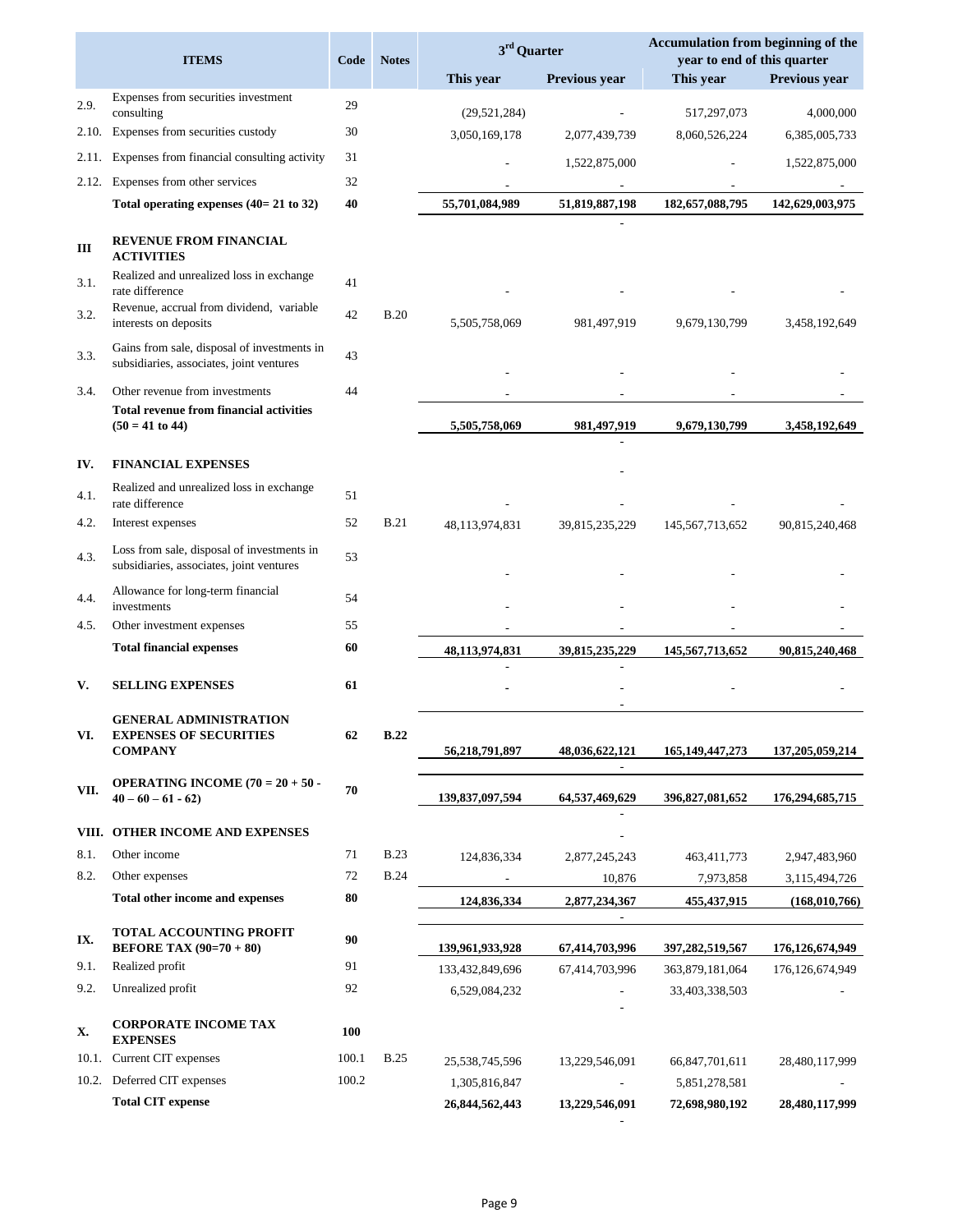| | ITEMS | Code | Notes | 3rd Quarter | | Accumulation from beginning of the year to end of this quarter | |
|---|---|---|---|---|---|---|---|
| | | | | This year | Previous year | This year | Previous year |
| 2.9. | Expenses from securities investment consulting | 29 | | (29,521,284) | - | 517,297,073 | 4,000,000 |
| 2.10. | Expenses from securities custody | 30 | | 3,050,169,178 | 2,077,439,739 | 8,060,526,224 | 6,385,005,733 |
| 2.11. | Expenses from financial consulting activity | 31 | | - | 1,522,875,000 | - | 1,522,875,000 |
| 2.12. | Expenses from other services | 32 | | - | - | - | - |
| | **Total operating expenses (40= 21 to 32)** | **40** | | **55,701,084,989** | **51,819,887,198** | **182,657,088,795** | **142,629,003,975** |
| **III** | **REVENUE FROM FINANCIAL ACTIVITIES** | | | | | | |
| 3.1. | Realized and unrealized loss in exchange rate difference | 41 | | - | - | - | - |
| 3.2. | Revenue, accrual from dividend, variable interests on deposits | 42 | B.20 | 5,505,758,069 | 981,497,919 | 9,679,130,799 | 3,458,192,649 |
| 3.3. | Gains from sale, disposal of investments in subsidiaries, associates, joint ventures | 43 | | - | - | - | - |
| 3.4. | Other revenue from investments | 44 | | - | - | - | - |
| | **Total revenue from financial activities (50 = 41 to 44)** | | | **5,505,758,069** | **981,497,919** | **9,679,130,799** | **3,458,192,649** |
| **IV.** | **FINANCIAL EXPENSES** | | | | | | |
| 4.1. | Realized and unrealized loss in exchange rate difference | 51 | | - | - | - | - |
| 4.2. | Interest expenses | 52 | B.21 | 48,113,974,831 | 39,815,235,229 | 145,567,713,652 | 90,815,240,468 |
| 4.3. | Loss from sale, disposal of investments in subsidiaries, associates, joint ventures | 53 | | - | - | - | - |
| 4.4. | Allowance for long-term financial investments | 54 | | - | - | - | - |
| 4.5. | Other investment expenses | 55 | | - | - | - | - |
| | **Total financial expenses** | **60** | | **48,113,974,831** | **39,815,235,229** | **145,567,713,652** | **90,815,240,468** |
| **V.** | **SELLING EXPENSES** | **61** | | - | - | - | - |
| **VI.** | **GENERAL ADMINISTRATION EXPENSES OF SECURITIES COMPANY** | **62** | **B.22** | **56,218,791,897** | **48,036,622,121** | **165,149,447,273** | **137,205,059,214** |
| **VII.** | **OPERATING INCOME (70 = 20 + 50 - 40 – 60 – 61 - 62)** | **70** | | **139,837,097,594** | **64,537,469,629** | **396,827,081,652** | **176,294,685,715** |
| **VIII.** | **OTHER INCOME AND EXPENSES** | | | | | | |
| 8.1. | Other income | 71 | B.23 | 124,836,334 | 2,877,245,243 | 463,411,773 | 2,947,483,960 |
| 8.2. | Other expenses | 72 | B.24 | - | 10,876 | 7,973,858 | 3,115,494,726 |
| | **Total other income and expenses** | **80** | | **124,836,334** | **2,877,234,367** | **455,437,915** | **(168,010,766)** |
| **IX.** | **TOTAL ACCOUNTING PROFIT BEFORE TAX (90=70 + 80)** | **90** | | **139,961,933,928** | **67,414,703,996** | **397,282,519,567** | **176,126,674,949** |
| 9.1. | Realized profit | 91 | | 133,432,849,696 | 67,414,703,996 | 363,879,181,064 | 176,126,674,949 |
| 9.2. | Unrealized profit | 92 | | 6,529,084,232 | - | 33,403,338,503 | - |
| **X.** | **CORPORATE INCOME TAX EXPENSES** | **100** | | | | | |
| 10.1. | Current CIT expenses | 100.1 | B.25 | 25,538,745,596 | 13,229,546,091 | 66,847,701,611 | 28,480,117,999 |
| 10.2. | Deferred CIT expenses | 100.2 | | 1,305,816,847 | - | 5,851,278,581 | - |
| | **Total CIT expense** | | | **26,844,562,443** | **13,229,546,091** | **72,698,980,192** | **28,480,117,999** |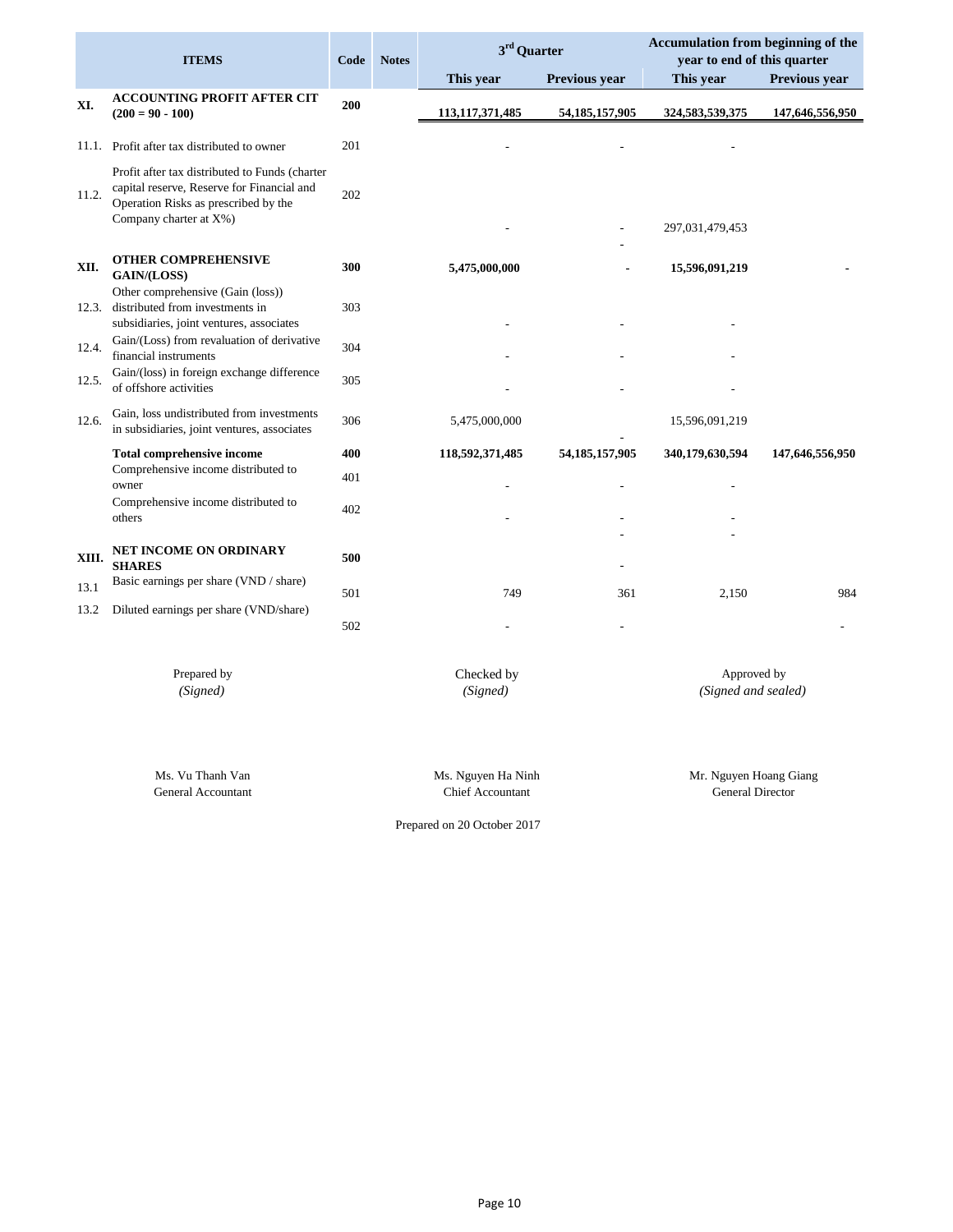| ITEMS | | Code | Notes | 3rd Quarter | | Accumulation from beginning of the year to end of this quarter | |
|---|---|---|---|---|---|---|---|
| | | | | This year | Previous year | This year | Previous year |
| XI. | **ACCOUNTING PROFIT AFTER CIT (200 = 90 - 100)** | **200** | | **113,117,371,485** | **54,185,157,905** | **324,583,539,375** | **147,646,556,950** |
| 11.1. | Profit after tax distributed to owner | 201 | | - | - | - | |
| 11.2. | Profit after tax distributed to Funds (charter capital reserve, Reserve for Financial and Operation Risks as prescribed by the Company charter at X%) | 202 | | - | - | 297,031,479,453 | |
| XII. | **OTHER COMPREHENSIVE GAIN/(LOSS)** | **300** | | **5,475,000,000** | **-** | **15,596,091,219** | **-** |
| 12.3. | Other comprehensive (Gain (loss)) distributed from investments in subsidiaries, joint ventures, associates | 303 | | - | - | - | |
| 12.4. | Gain/(Loss) from revaluation of derivative financial instruments | 304 | | - | - | - | |
| 12.5. | Gain/(loss) in foreign exchange difference of offshore activities | 305 | | - | - | - | |
| 12.6. | Gain, loss undistributed from investments in subsidiaries, joint ventures, associates | 306 | | 5,475,000,000 | - | 15,596,091,219 | |
| | **Total comprehensive income** | **400** | | **118,592,371,485** | **54,185,157,905** | **340,179,630,594** | **147,646,556,950** |
| | Comprehensive income distributed to owner | 401 | | - | - | - | |
| | Comprehensive income distributed to others | 402 | | - | - | - | |
| XIII. | **NET INCOME ON ORDINARY SHARES** | **500** | | | - | | |
| 13.1 | Basic earnings per share (VND / share) | 501 | | 749 | 361 | 2,150 | 984 |
| 13.2 | Diluted earnings per share (VND/share) | 502 | | - | - | | - |

| Prepared by | Checked by | Approved by |
|---|---|---|
| *(Signed)* | *(Signed)* | *(Signed and sealed)* |
| Ms. Vu Thanh Van | Ms. Nguyen Ha Ninh | Mr. Nguyen Hoang Giang |
| General Accountant | Chief Accountant | General Director |

Prepared on 20 October 2017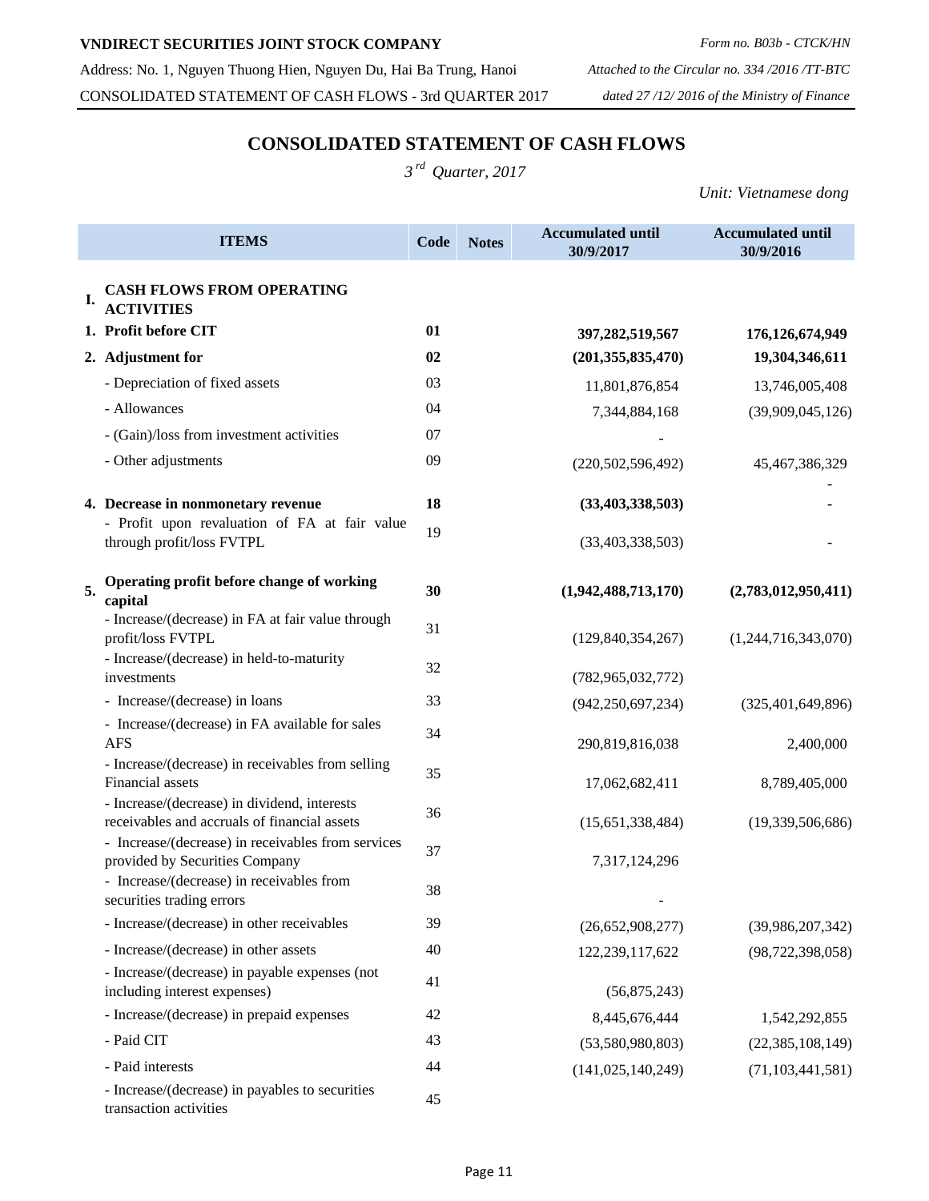**VNDIRECT SECURITIES JOINT STOCK COMPANY**

Address: No. 1, Nguyen Thuong Hien, Nguyen Du, Hai Ba Trung, Hanoi

CONSOLIDATED STATEMENT OF CASH FLOWS - 3rd QUARTER 2017

*Form no. B03b - CTCK/HN*

*Attached to the Circular no. 334 /2016 /TT-BTC dated 27 /12/ 2016 of the Ministry of Finance*

# CONSOLIDATED STATEMENT OF CASH FLOWS

*3rd Quarter, 2017*

*Unit: Vietnamese dong*

| | ITEMS | Code | Notes | Accumulated until 30/9/2017 | Accumulated until 30/9/2016 |
|---|---|---|---|---|---|
| **I.** | **CASH FLOWS FROM OPERATING ACTIVITIES** | | | | |
| **1.** | **Profit before CIT** | **01** | | **397,282,519,567** | **176,126,674,949** |
| **2.** | **Adjustment for** | **02** | | **(201,355,835,470)** | **19,304,346,611** |
| | - Depreciation of fixed assets | 03 | | 11,801,876,854 | 13,746,005,408 |
| | - Allowances | 04 | | 7,344,884,168 | (39,909,045,126) |
| | - (Gain)/loss from investment activities | 07 | | - | |
| | - Other adjustments | 09 | | (220,502,596,492) | 45,467,386,329 |
| | | | | | - |
| **4.** | **Decrease in nonmonetary revenue** | **18** | | **(33,403,338,503)** | **-** |
| | - Profit upon revaluation of FA at fair value through profit/loss FVTPL | 19 | | (33,403,338,503) | - |
| **5.** | **Operating profit before change of working capital** | **30** | | **(1,942,488,713,170)** | **(2,783,012,950,411)** |
| | - Increase/(decrease) in FA at fair value through profit/loss FVTPL | 31 | | (129,840,354,267) | (1,244,716,343,070) |
| | - Increase/(decrease) in held-to-maturity investments | 32 | | (782,965,032,772) | |
| | - Increase/(decrease) in loans | 33 | | (942,250,697,234) | (325,401,649,896) |
| | - Increase/(decrease) in FA available for sales AFS | 34 | | 290,819,816,038 | 2,400,000 |
| | - Increase/(decrease) in receivables from selling Financial assets | 35 | | 17,062,682,411 | 8,789,405,000 |
| | - Increase/(decrease) in dividend, interests receivables and accruals of financial assets | 36 | | (15,651,338,484) | (19,339,506,686) |
| | - Increase/(decrease) in receivables from services provided by Securities Company | 37 | | 7,317,124,296 | |
| | - Increase/(decrease) in receivables from securities trading errors | 38 | | - | |
| | - Increase/(decrease) in other receivables | 39 | | (26,652,908,277) | (39,986,207,342) |
| | - Increase/(decrease) in other assets | 40 | | 122,239,117,622 | (98,722,398,058) |
| | - Increase/(decrease) in payable expenses (not including interest expenses) | 41 | | (56,875,243) | |
| | - Increase/(decrease) in prepaid expenses | 42 | | 8,445,676,444 | 1,542,292,855 |
| | - Paid CIT | 43 | | (53,580,980,803) | (22,385,108,149) |
| | - Paid interests | 44 | | (141,025,140,249) | (71,103,441,581) |
| | - Increase/(decrease) in payables to securities transaction activities | 45 | | | |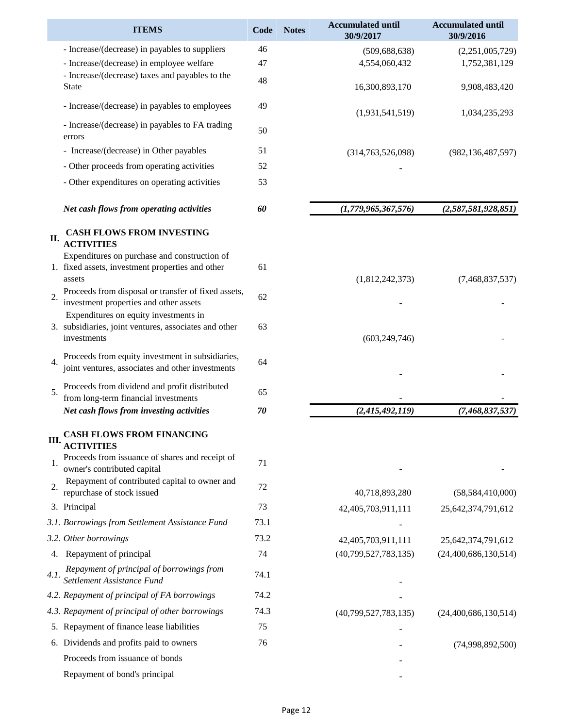| ITEMS | Code | Notes | Accumulated until 30/9/2017 | Accumulated until 30/9/2016 |
|---|---|---|---|---|
| - Increase/(decrease) in payables to suppliers | 46 | | (509,688,638) | (2,251,005,729) |
| - Increase/(decrease) in employee welfare | 47 | | 4,554,060,432 | 1,752,381,129 |
| - Increase/(decrease) taxes and payables to the State | 48 | | 16,300,893,170 | 9,908,483,420 |
| - Increase/(decrease) in payables to employees | 49 | | (1,931,541,519) | 1,034,235,293 |
| - Increase/(decrease) in payables to FA trading errors | 50 | | | |
| - Increase/(decrease) in Other payables | 51 | | (314,763,526,098) | (982,136,487,597) |
| - Other proceeds from operating activities | 52 | | - | |
| - Other expenditures on operating activities | 53 | | | |
| ***Net cash flows from operating activities*** | ***60*** | | ***(1,779,965,367,576)*** | ***(2,587,581,928,851)*** |
| **II. CASH FLOWS FROM INVESTING ACTIVITIES** | | | | |
| 1. Expenditures on purchase and construction of fixed assets, investment properties and other assets | 61 | | (1,812,242,373) | (7,468,837,537) |
| 2. Proceeds from disposal or transfer of fixed assets, investment properties and other assets | 62 | | - | - |
| 3. Expenditures on equity investments in subsidiaries, joint ventures, associates and other investments | 63 | | (603,249,746) | - |
| 4. Proceeds from equity investment in subsidiaries, joint ventures, associates and other investments | 64 | | - | - |
| 5. Proceeds from dividend and profit distributed from long-term financial investments | 65 | | - | - |
| ***Net cash flows from investing activities*** | ***70*** | | ***(2,415,492,119)*** | ***(7,468,837,537)*** |
| **III. CASH FLOWS FROM FINANCING ACTIVITIES** | | | | |
| 1. Proceeds from issuance of shares and receipt of owner's contributed capital | 71 | | - | - |
| 2. Repayment of contributed capital to owner and repurchase of stock issued | 72 | | 40,718,893,280 | (58,584,410,000) |
| 3. Principal | 73 | | 42,405,703,911,111 | 25,642,374,791,612 |
| *3.1. Borrowings from Settlement Assistance Fund* | 73.1 | | - | |
| *3.2. Other borrowings* | 73.2 | | 42,405,703,911,111 | 25,642,374,791,612 |
| 4. Repayment of principal | 74 | | (40,799,527,783,135) | (24,400,686,130,514) |
| *4.1. Repayment of principal of borrowings from Settlement Assistance Fund* | 74.1 | | - | |
| *4.2. Repayment of principal of FA borrowings* | 74.2 | | - | |
| *4.3. Repayment of principal of other borrowings* | 74.3 | | (40,799,527,783,135) | (24,400,686,130,514) |
| 5. Repayment of finance lease liabilities | 75 | | - | |
| 6. Dividends and profits paid to owners | 76 | | - | (74,998,892,500) |
| Proceeds from issuance of bonds | | | - | |
| Repayment of bond's principal | | | - | |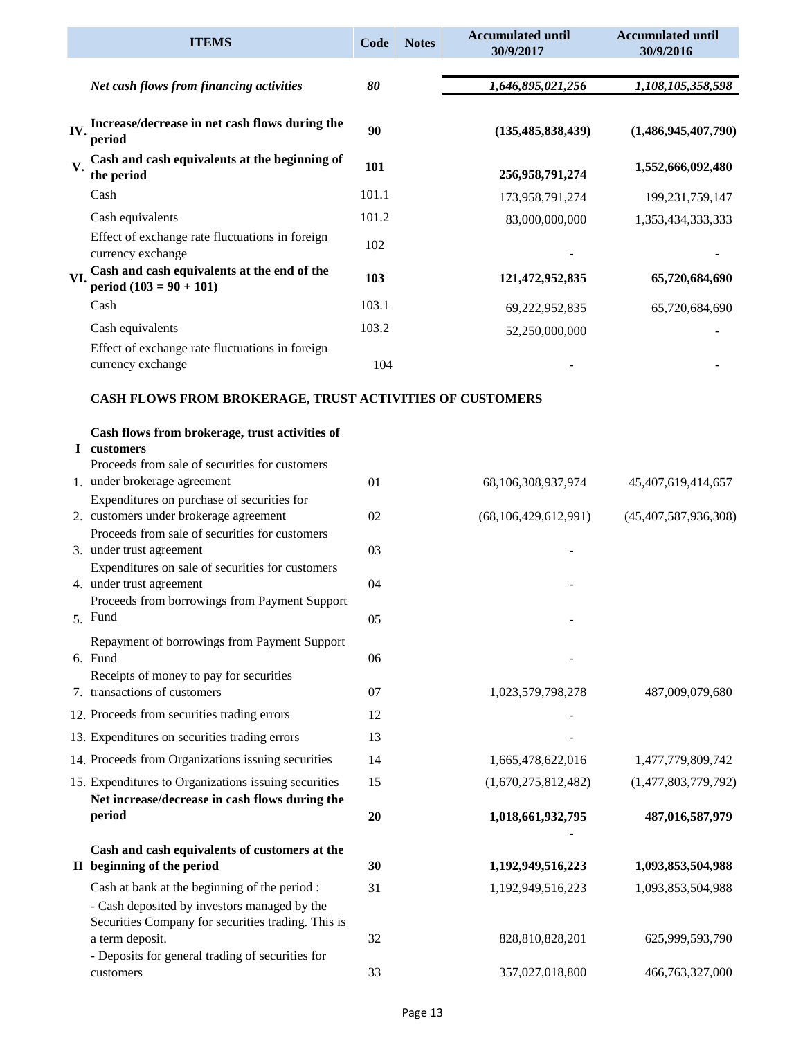| | ITEMS | Code | Notes | Accumulated until 30/9/2017 | Accumulated until 30/9/2016 |
|---|---|---|---|---|---|
| | ***Net cash flows from financing activities*** | ***80*** | | ***1,646,895,021,256*** | ***1,108,105,358,598*** |
| **IV.** | **Increase/decrease in net cash flows during the period** | **90** | | **(135,485,838,439)** | **(1,486,945,407,790)** |
| **V.** | **Cash and cash equivalents at the beginning of the period** | **101** | | **256,958,791,274** | **1,552,666,092,480** |
| | Cash | 101.1 | | 173,958,791,274 | 199,231,759,147 |
| | Cash equivalents | 101.2 | | 83,000,000,000 | 1,353,434,333,333 |
| | Effect of exchange rate fluctuations in foreign currency exchange | 102 | | - | - |
| **VI.** | **Cash and cash equivalents at the end of the period (103 = 90 + 101)** | **103** | | **121,472,952,835** | **65,720,684,690** |
| | Cash | 103.1 | | 69,222,952,835 | 65,720,684,690 |
| | Cash equivalents | 103.2 | | 52,250,000,000 | - |
| | Effect of exchange rate fluctuations in foreign currency exchange | 104 | | - | - |

**CASH FLOWS FROM BROKERAGE, TRUST ACTIVITIES OF CUSTOMERS**

| | ITEMS | Code | Notes | Accumulated until 30/9/2017 | Accumulated until 30/9/2016 |
|---|---|---|---|---|---|
| **I** | **Cash flows from brokerage, trust activities of customers** | | | | |
| 1. | Proceeds from sale of securities for customers under brokerage agreement | 01 | | 68,106,308,937,974 | 45,407,619,414,657 |
| 2. | Expenditures on purchase of securities for customers under brokerage agreement | 02 | | (68,106,429,612,991) | (45,407,587,936,308) |
| 3. | Proceeds from sale of securities for customers under trust agreement | 03 | | - | |
| 4. | Expenditures on sale of securities for customers under trust agreement | 04 | | - | |
| 5. | Proceeds from borrowings from Payment Support Fund | 05 | | - | |
| 6. | Repayment of borrowings from Payment Support Fund | 06 | | - | |
| 7. | Receipts of money to pay for securities transactions of customers | 07 | | 1,023,579,798,278 | 487,009,079,680 |
| 12. | Proceeds from securities trading errors | 12 | | - | |
| 13. | Expenditures on securities trading errors | 13 | | - | |
| 14. | Proceeds from Organizations issuing securities | 14 | | 1,665,478,622,016 | 1,477,779,809,742 |
| 15. | Expenditures to Organizations issuing securities | 15 | | (1,670,275,812,482) | (1,477,803,779,792) |
| | **Net increase/decrease in cash flows during the period** | **20** | | **1,018,661,932,795** | **487,016,587,979** |
| **II** | **Cash and cash equivalents of customers at the beginning of the period** | **30** | | **1,192,949,516,223** | **1,093,853,504,988** |
| | Cash at bank at the beginning of the period : | 31 | | 1,192,949,516,223 | 1,093,853,504,988 |
| | - Cash deposited by investors managed by the Securities Company for securities trading. This is a term deposit. | 32 | | 828,810,828,201 | 625,999,593,790 |
| | - Deposits for general trading of securities for customers | 33 | | 357,027,018,800 | 466,763,327,000 |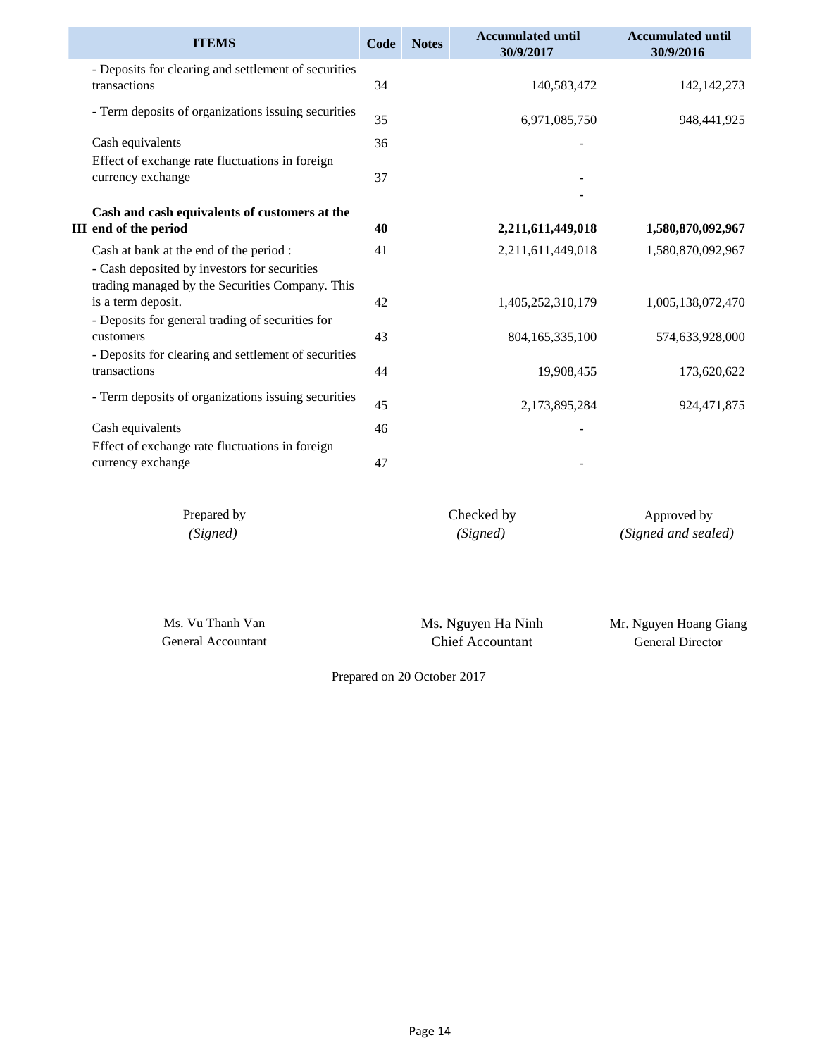| ITEMS | Code | Notes | Accumulated until 30/9/2017 | Accumulated until 30/9/2016 |
|---|---|---|---|---|
| - Deposits for clearing and settlement of securities transactions | 34 | | 140,583,472 | 142,142,273 |
| - Term deposits of organizations issuing securities | 35 | | 6,971,085,750 | 948,441,925 |
| Cash equivalents | 36 | | - | |
| Effect of exchange rate fluctuations in foreign currency exchange | 37 | | - | |
| | | | - | |
| **III Cash and cash equivalents of customers at the end of the period** | **40** | | **2,211,611,449,018** | **1,580,870,092,967** |
| Cash at bank at the end of the period : | 41 | | 2,211,611,449,018 | 1,580,870,092,967 |
| - Cash deposited by investors for securities trading managed by the Securities Company. This is a term deposit. | 42 | | 1,405,252,310,179 | 1,005,138,072,470 |
| - Deposits for general trading of securities for customers | 43 | | 804,165,335,100 | 574,633,928,000 |
| - Deposits for clearing and settlement of securities transactions | 44 | | 19,908,455 | 173,620,622 |
| - Term deposits of organizations issuing securities | 45 | | 2,173,895,284 | 924,471,875 |
| Cash equivalents | 46 | | - | |
| Effect of exchange rate fluctuations in foreign currency exchange | 47 | | - | |

| Prepared by | Checked by | Approved by |
|---|---|---|
| *(Signed)* | *(Signed)* | *(Signed and sealed)* |
| | | |
| Ms. Vu Thanh Van | Ms. Nguyen Ha Ninh | Mr. Nguyen Hoang Giang |
| General Accountant | Chief Accountant | General Director |

Prepared on 20 October 2017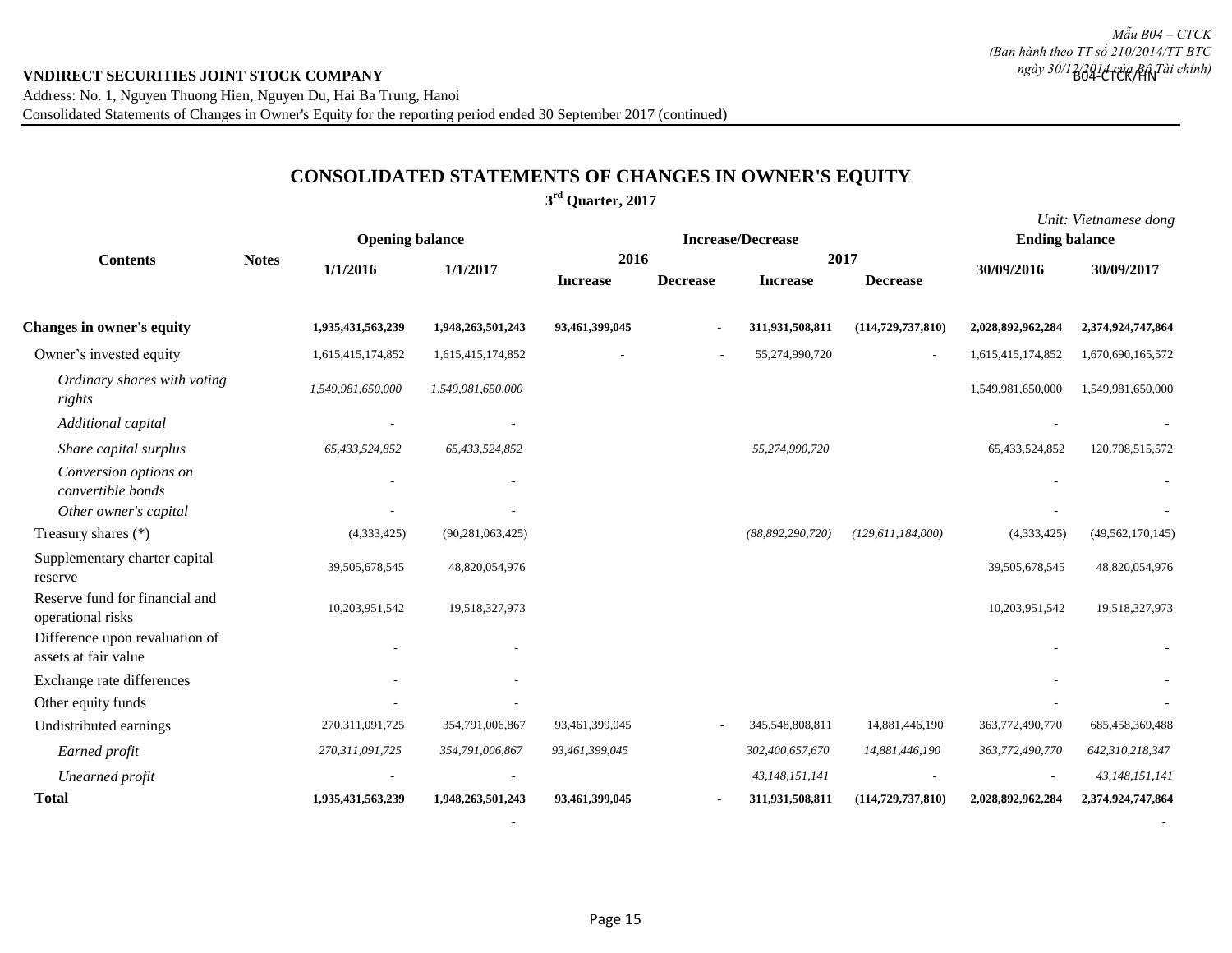*Mẫu B04 – CTCK*
*(Ban hành theo TT số 210/2014/TT-BTC ngày 30/12/2014 của Bộ Tài chính)*
B04-CTCK/HN

**VNDIRECT SECURITIES JOINT STOCK COMPANY**
Address: No. 1, Nguyen Thuong Hien, Nguyen Du, Hai Ba Trung, Hanoi
Consolidated Statements of Changes in Owner's Equity for the reporting period ended 30 September 2017 (continued)

## CONSOLIDATED STATEMENTS OF CHANGES IN OWNER'S EQUITY

**3rd Quarter, 2017**

*Unit: Vietnamese dong*

| Contents | Notes | Opening balance | | Increase/Decrease | | | | Ending balance | |
|---|---|---|---|---|---|---|---|---|---|
| | | 1/1/2016 | 1/1/2017 | 2016 | | 2017 | | 30/09/2016 | 30/09/2017 |
| | | | | Increase | Decrease | Increase | Decrease | | |
| **Changes in owner's equity** | | **1,935,431,563,239** | **1,948,263,501,243** | **93,461,399,045** | **-** | **311,931,508,811** | **(114,729,737,810)** | **2,028,892,962,284** | **2,374,924,747,864** |
| Owner's invested equity | | 1,615,415,174,852 | 1,615,415,174,852 | - | - | 55,274,990,720 | - | 1,615,415,174,852 | 1,670,690,165,572 |
| *Ordinary shares with voting rights* | | *1,549,981,650,000* | *1,549,981,650,000* | | | | | 1,549,981,650,000 | 1,549,981,650,000 |
| *Additional capital* | | - | - | | | | | - | - |
| *Share capital surplus* | | *65,433,524,852* | *65,433,524,852* | | | *55,274,990,720* | | 65,433,524,852 | 120,708,515,572 |
| *Conversion options on convertible bonds* | | - | - | | | | | - | - |
| *Other owner's capital* | | - | - | | | | | - | - |
| Treasury shares (*) | | (4,333,425) | (90,281,063,425) | | | *(88,892,290,720)* | *(129,611,184,000)* | (4,333,425) | (49,562,170,145) |
| Supplementary charter capital reserve | | 39,505,678,545 | 48,820,054,976 | | | | | 39,505,678,545 | 48,820,054,976 |
| Reserve fund for financial and operational risks | | 10,203,951,542 | 19,518,327,973 | | | | | 10,203,951,542 | 19,518,327,973 |
| Difference upon revaluation of assets at fair value | | - | - | | | | | - | - |
| Exchange rate differences | | - | - | | | | | - | - |
| Other equity funds | | - | - | | | | | - | - |
| Undistributed earnings | | 270,311,091,725 | 354,791,006,867 | 93,461,399,045 | - | 345,548,808,811 | 14,881,446,190 | 363,772,490,770 | 685,458,369,488 |
| *Earned profit* | | *270,311,091,725* | *354,791,006,867* | *93,461,399,045* | | *302,400,657,670* | *14,881,446,190* | *363,772,490,770* | *642,310,218,347* |
| *Unearned profit* | | - | - | | | *43,148,151,141* | - | - | *43,148,151,141* |
| **Total** | | **1,935,431,563,239** | **1,948,263,501,243** | **93,461,399,045** | **-** | **311,931,508,811** | **(114,729,737,810)** | **2,028,892,962,284** | **2,374,924,747,864** |
| | | | - | | | | | | - |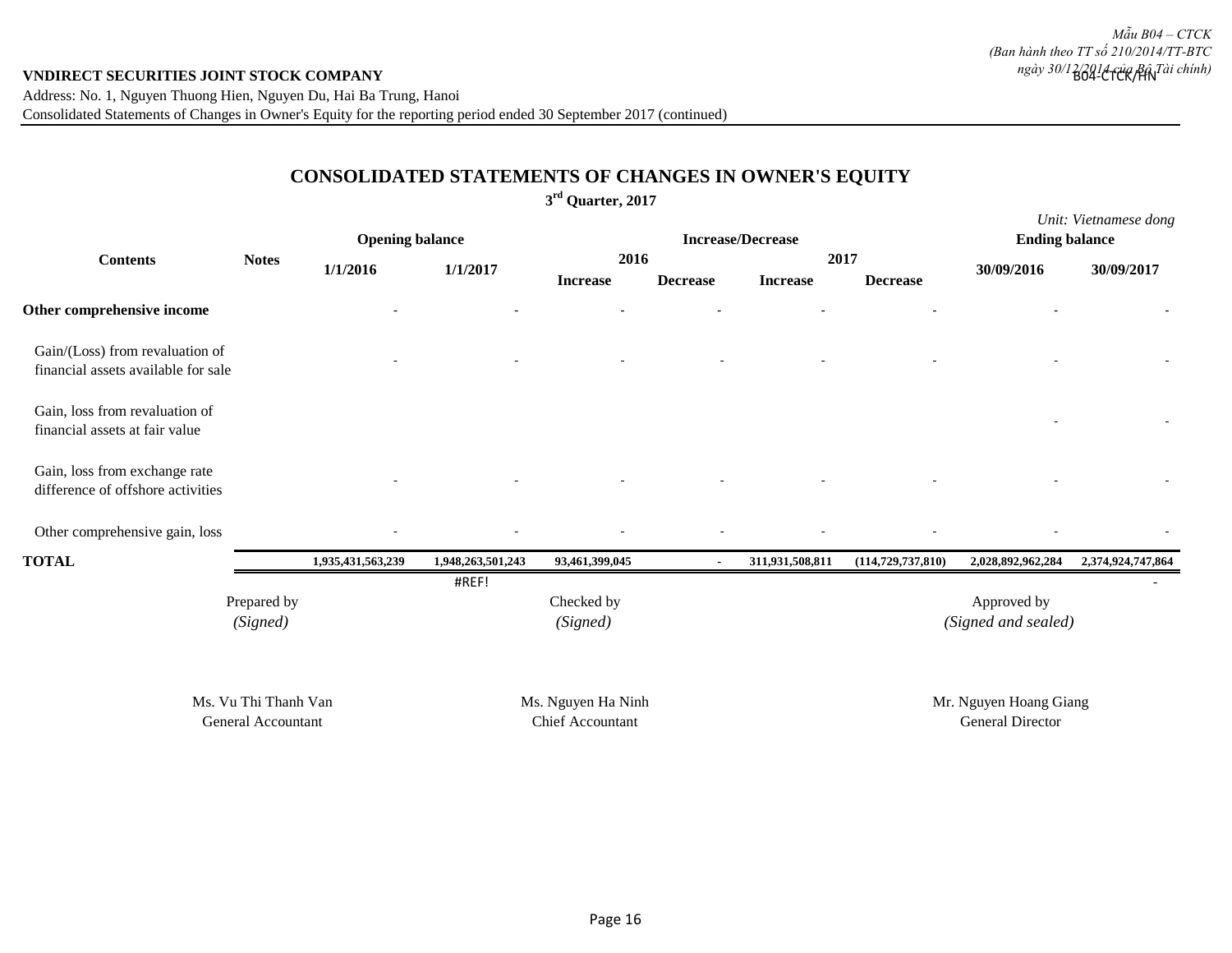*Mẫu B04 – CTCK*
*(Ban hành theo TT số 210/2014/TT-BTC ngày 30/12/2014 của Bộ Tài chính)*
B04-CTCK/HN

**VNDIRECT SECURITIES JOINT STOCK COMPANY**

Address: No. 1, Nguyen Thuong Hien, Nguyen Du, Hai Ba Trung, Hanoi

Consolidated Statements of Changes in Owner's Equity for the reporting period ended 30 September 2017 (continued)

## CONSOLIDATED STATEMENTS OF CHANGES IN OWNER'S EQUITY

**3rd Quarter, 2017**

*Unit: Vietnamese dong*

| Contents | Notes | Opening balance | | Increase/Decrease | | | | Ending balance | |
|---|---|---|---|---|---|---|---|---|---|
| | | 1/1/2016 | 1/1/2017 | 2016 | | 2017 | | 30/09/2016 | 30/09/2017 |
| | | | | Increase | Decrease | Increase | Decrease | | |
| **Other comprehensive income** | | - | - | - | - | - | - | - | - |
| Gain/(Loss) from revaluation of financial assets available for sale | | - | - | - | - | - | - | - | - |
| Gain, loss from revaluation of financial assets at fair value | | | | | | | | - | - |
| Gain, loss from exchange rate difference of offshore activities | | - | - | - | - | - | - | - | - |
| Other comprehensive gain, loss | | - | - | - | - | - | - | - | - |
| **TOTAL** | | **1,935,431,563,239** | **1,948,263,501,243** | **93,461,399,045** | **-** | **311,931,508,811** | **(114,729,737,810)** | **2,028,892,962,284** | **2,374,924,747,864** |
| | | | #REF! | | | | | | - |

| Prepared by | Checked by | Approved by |
|---|---|---|
| *(Signed)* | *(Signed)* | *(Signed and sealed)* |
| Ms. Vu Thi Thanh Van | Ms. Nguyen Ha Ninh | Mr. Nguyen Hoang Giang |
| General Accountant | Chief Accountant | General Director |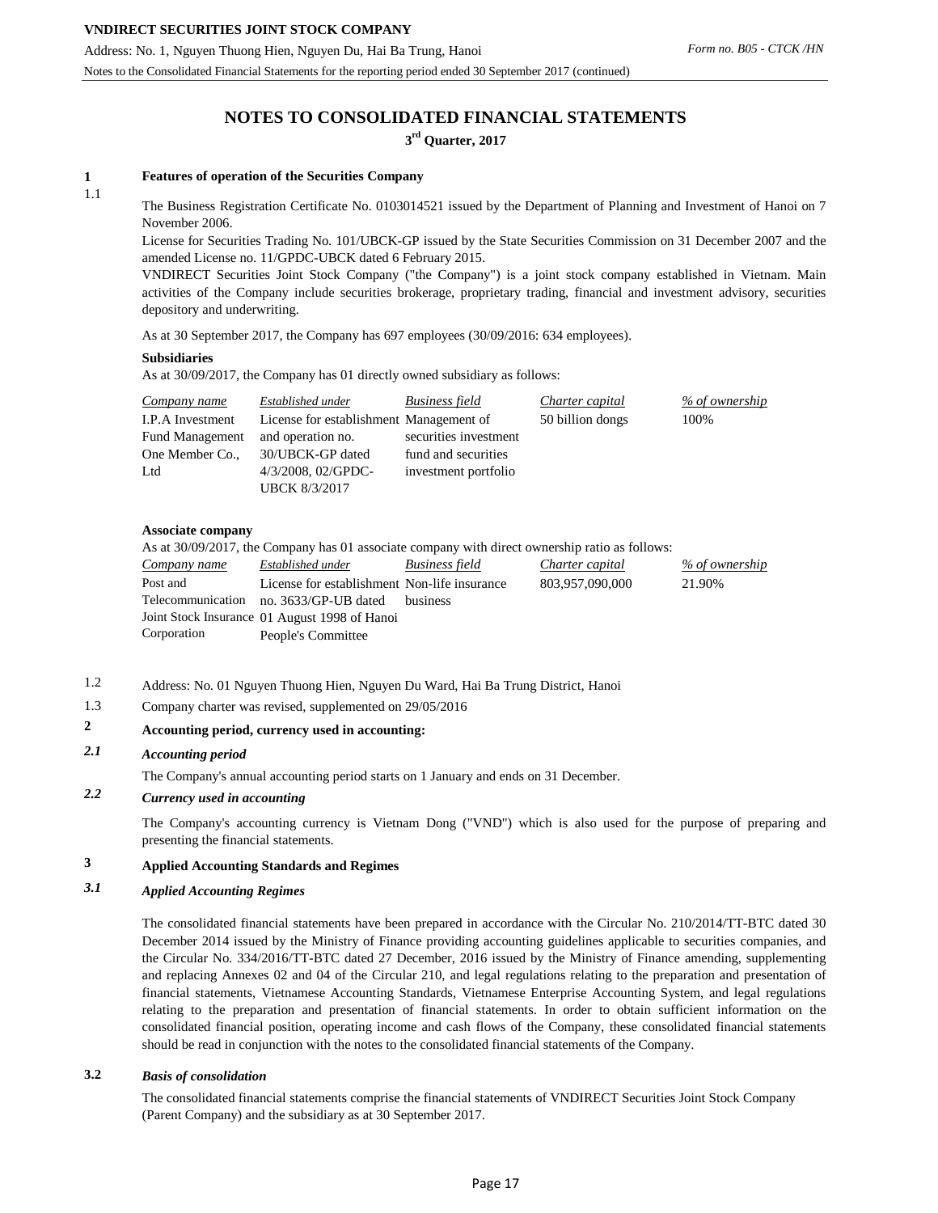# NOTES TO CONSOLIDATED FINANCIAL STATEMENTS

**3rd Quarter, 2017**

**1 Features of operation of the Securities Company**

1.1

The Business Registration Certificate No. 0103014521 issued by the Department of Planning and Investment of Hanoi on 7 November 2006.

License for Securities Trading No. 101/UBCK-GP issued by the State Securities Commission on 31 December 2007 and the amended License no. 11/GPDC-UBCK dated 6 February 2015.

VNDIRECT Securities Joint Stock Company ("the Company") is a joint stock company established in Vietnam. Main activities of the Company include securities brokerage, proprietary trading, financial and investment advisory, securities depository and underwriting.

As at 30 September 2017, the Company has 697 employees (30/09/2016: 634 employees).

**Subsidiaries**

As at 30/09/2017, the Company has 01 directly owned subsidiary as follows:

| *Company name* | *Established under* | *Business field* | *Charter capital* | *% of ownership* |
|---|---|---|---|---|
| I.P.A Investment Fund Management One Member Co., Ltd | License for establishment and operation no. 30/UBCK-GP dated 4/3/2008, 02/GPDC-UBCK 8/3/2017 | Management of securities investment fund and securities investment portfolio | 50 billion dongs | 100% |

**Associate company**

As at 30/09/2017, the Company has 01 associate company with direct ownership ratio as follows:

| *Company name* | *Established under* | *Business field* | *Charter capital* | *% of ownership* |
|---|---|---|---|---|
| Post and Telecommunication Joint Stock Insurance Corporation | License for establishment no. 3633/GP-UB dated 01 August 1998 of Hanoi People's Committee | Non-life insurance business | 803,957,090,000 | 21.90% |

1.2 Address: No. 01 Nguyen Thuong Hien, Nguyen Du Ward, Hai Ba Trung District, Hanoi

1.3 Company charter was revised, supplemented on 29/05/2016

**2 Accounting period, currency used in accounting:**

***2.1 Accounting period***

The Company's annual accounting period starts on 1 January and ends on 31 December.

***2.2 Currency used in accounting***

The Company's accounting currency is Vietnam Dong ("VND") which is also used for the purpose of preparing and presenting the financial statements.

**3 Applied Accounting Standards and Regimes**

***3.1 Applied Accounting Regimes***

The consolidated financial statements have been prepared in accordance with the Circular No. 210/2014/TT-BTC dated 30 December 2014 issued by the Ministry of Finance providing accounting guidelines applicable to securities companies, and the Circular No. 334/2016/TT-BTC dated 27 December, 2016 issued by the Ministry of Finance amending, supplementing and replacing Annexes 02 and 04 of the Circular 210, and legal regulations relating to the preparation and presentation of financial statements, Vietnamese Accounting Standards, Vietnamese Enterprise Accounting System, and legal regulations relating to the preparation and presentation of financial statements. In order to obtain sufficient information on the consolidated financial position, operating income and cash flows of the Company, these consolidated financial statements should be read in conjunction with the notes to the consolidated financial statements of the Company.

**3.2** ***Basis of consolidation***

The consolidated financial statements comprise the financial statements of VNDIRECT Securities Joint Stock Company (Parent Company) and the subsidiary as at 30 September 2017.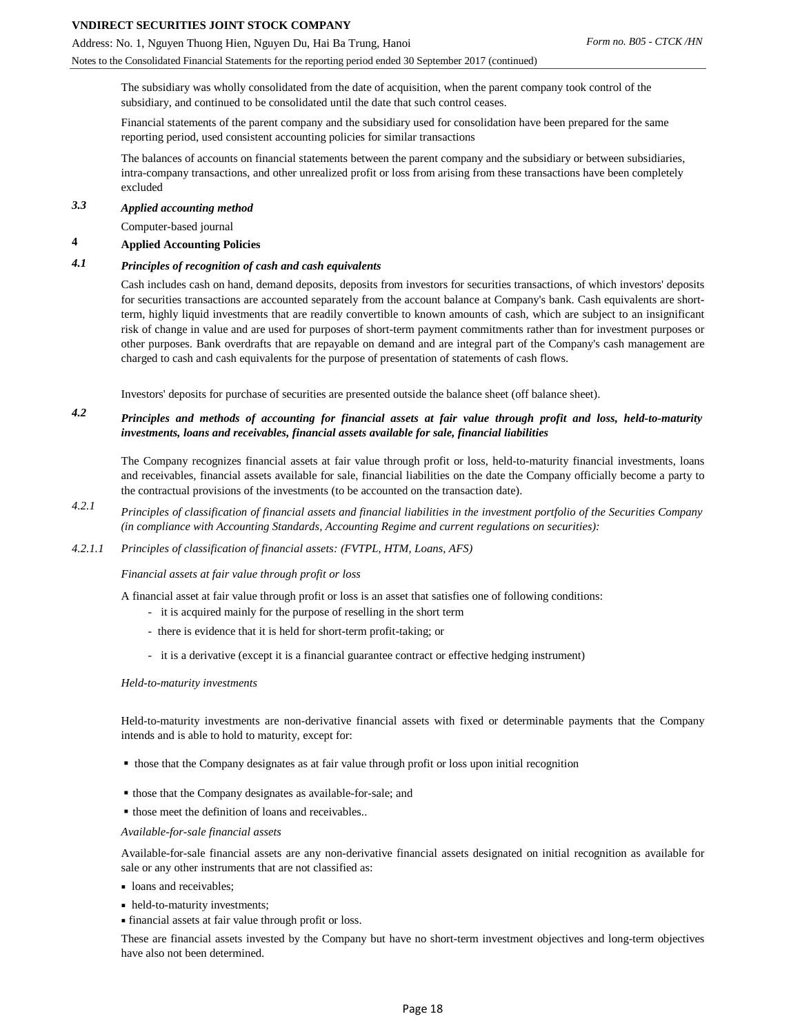The subsidiary was wholly consolidated from the date of acquisition, when the parent company took control of the subsidiary, and continued to be consolidated until the date that such control ceases.

Financial statements of the parent company and the subsidiary used for consolidation have been prepared for the same reporting period, used consistent accounting policies for similar transactions

The balances of accounts on financial statements between the parent company and the subsidiary or between subsidiaries, intra-company transactions, and other unrealized profit or loss from arising from these transactions have been completely excluded

### *3.3 Applied accounting method*

Computer-based journal

## 4 Applied Accounting Policies

### *4.1 Principles of recognition of cash and cash equivalents*

Cash includes cash on hand, demand deposits, deposits from investors for securities transactions, of which investors' deposits for securities transactions are accounted separately from the account balance at Company's bank. Cash equivalents are short-term, highly liquid investments that are readily convertible to known amounts of cash, which are subject to an insignificant risk of change in value and are used for purposes of short-term payment commitments rather than for investment purposes or other purposes. Bank overdrafts that are repayable on demand and are integral part of the Company's cash management are charged to cash and cash equivalents for the purpose of presentation of statements of cash flows.

Investors' deposits for purchase of securities are presented outside the balance sheet (off balance sheet).

### *4.2 Principles and methods of accounting for financial assets at fair value through profit and loss, held-to-maturity investments, loans and receivables, financial assets available for sale, financial liabilities*

The Company recognizes financial assets at fair value through profit or loss, held-to-maturity financial investments, loans and receivables, financial assets available for sale, financial liabilities on the date the Company officially become a party to the contractual provisions of the investments (to be accounted on the transaction date).

*4.2.1 Principles of classification of financial assets and financial liabilities in the investment portfolio of the Securities Company (in compliance with Accounting Standards, Accounting Regime and current regulations on securities):*

*4.2.1.1 Principles of classification of financial assets: (FVTPL, HTM, Loans, AFS)*

*Financial assets at fair value through profit or loss*

A financial asset at fair value through profit or loss is an asset that satisfies one of following conditions:

- it is acquired mainly for the purpose of reselling in the short term
- there is evidence that it is held for short-term profit-taking; or
- it is a derivative (except it is a financial guarantee contract or effective hedging instrument)

*Held-to-maturity investments*

Held-to-maturity investments are non-derivative financial assets with fixed or determinable payments that the Company intends and is able to hold to maturity, except for:

- those that the Company designates as at fair value through profit or loss upon initial recognition
- those that the Company designates as available-for-sale; and
- those meet the definition of loans and receivables..

*Available-for-sale financial assets*

Available-for-sale financial assets are any non-derivative financial assets designated on initial recognition as available for sale or any other instruments that are not classified as:

- loans and receivables;
- held-to-maturity investments;
- financial assets at fair value through profit or loss.

These are financial assets invested by the Company but have no short-term investment objectives and long-term objectives have also not been determined.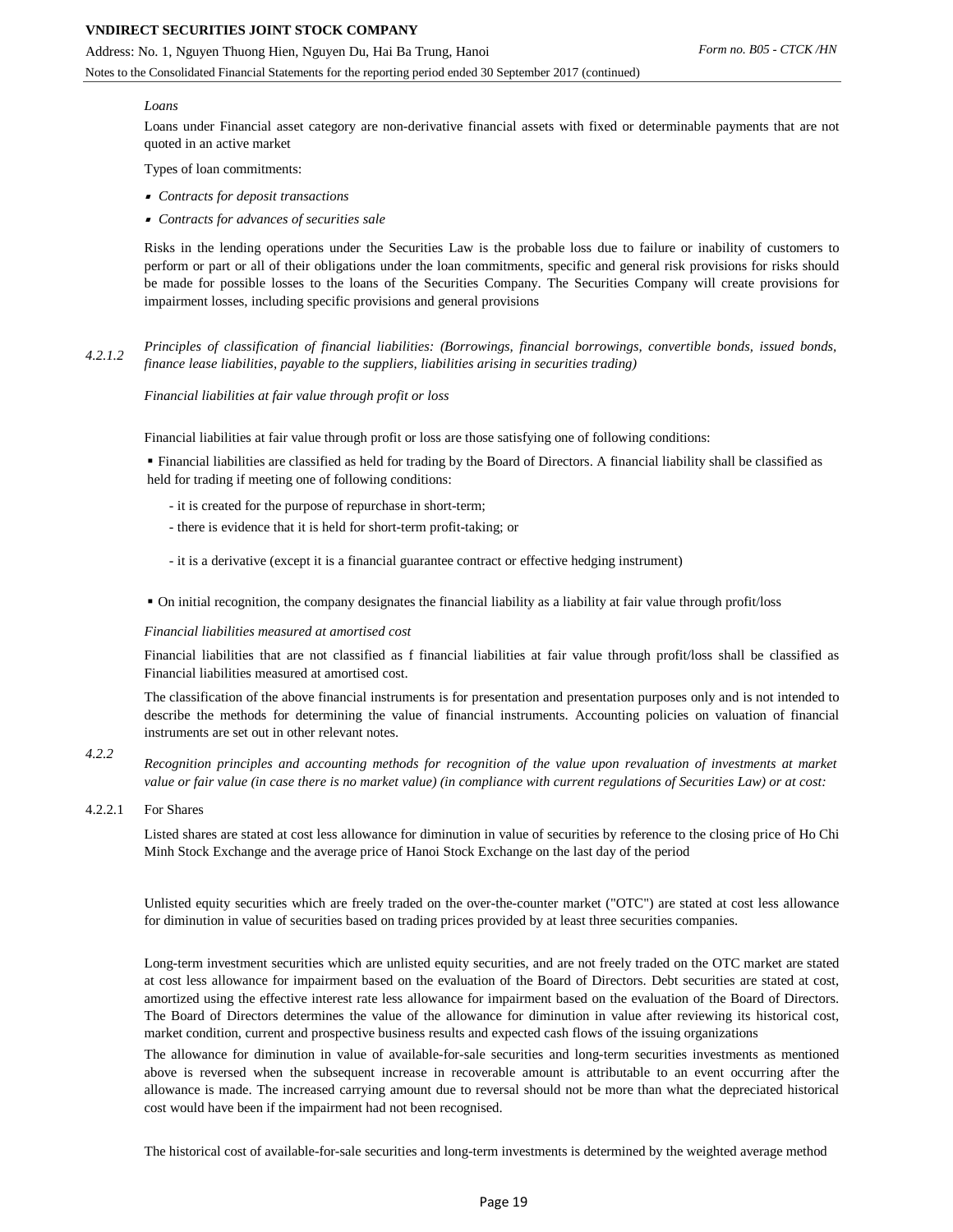*Loans*

Loans under Financial asset category are non-derivative financial assets with fixed or determinable payments that are not quoted in an active market

Types of loan commitments:

- *Contracts for deposit transactions*
- *Contracts for advances of securities sale*

Risks in the lending operations under the Securities Law is the probable loss due to failure or inability of customers to perform or part or all of their obligations under the loan commitments, specific and general risk provisions for risks should be made for possible losses to the loans of the Securities Company. The Securities Company will create provisions for impairment losses, including specific provisions and general provisions

*4.2.1.2 Principles of classification of financial liabilities: (Borrowings, financial borrowings, convertible bonds, issued bonds, finance lease liabilities, payable to the suppliers, liabilities arising in securities trading)*

*Financial liabilities at fair value through profit or loss*

Financial liabilities at fair value through profit or loss are those satisfying one of following conditions:

- Financial liabilities are classified as held for trading by the Board of Directors. A financial liability shall be classified as held for trading if meeting one of following conditions:
  - it is created for the purpose of repurchase in short-term;
  - there is evidence that it is held for short-term profit-taking; or
  - it is a derivative (except it is a financial guarantee contract or effective hedging instrument)
- On initial recognition, the company designates the financial liability as a liability at fair value through profit/loss

*Financial liabilities measured at amortised cost*

Financial liabilities that are not classified as f financial liabilities at fair value through profit/loss shall be classified as Financial liabilities measured at amortised cost.

The classification of the above financial instruments is for presentation and presentation purposes only and is not intended to describe the methods for determining the value of financial instruments. Accounting policies on valuation of financial instruments are set out in other relevant notes.

*4.2.2 Recognition principles and accounting methods for recognition of the value upon revaluation of investments at market value or fair value (in case there is no market value) (in compliance with current regulations of Securities Law) or at cost:*

4.2.2.1 For Shares

Listed shares are stated at cost less allowance for diminution in value of securities by reference to the closing price of Ho Chi Minh Stock Exchange and the average price of Hanoi Stock Exchange on the last day of the period

Unlisted equity securities which are freely traded on the over-the-counter market ("OTC") are stated at cost less allowance for diminution in value of securities based on trading prices provided by at least three securities companies.

Long-term investment securities which are unlisted equity securities, and are not freely traded on the OTC market are stated at cost less allowance for impairment based on the evaluation of the Board of Directors. Debt securities are stated at cost, amortized using the effective interest rate less allowance for impairment based on the evaluation of the Board of Directors. The Board of Directors determines the value of the allowance for diminution in value after reviewing its historical cost, market condition, current and prospective business results and expected cash flows of the issuing organizations

The allowance for diminution in value of available-for-sale securities and long-term securities investments as mentioned above is reversed when the subsequent increase in recoverable amount is attributable to an event occurring after the allowance is made. The increased carrying amount due to reversal should not be more than what the depreciated historical cost would have been if the impairment had not been recognised.

The historical cost of available-for-sale securities and long-term investments is determined by the weighted average method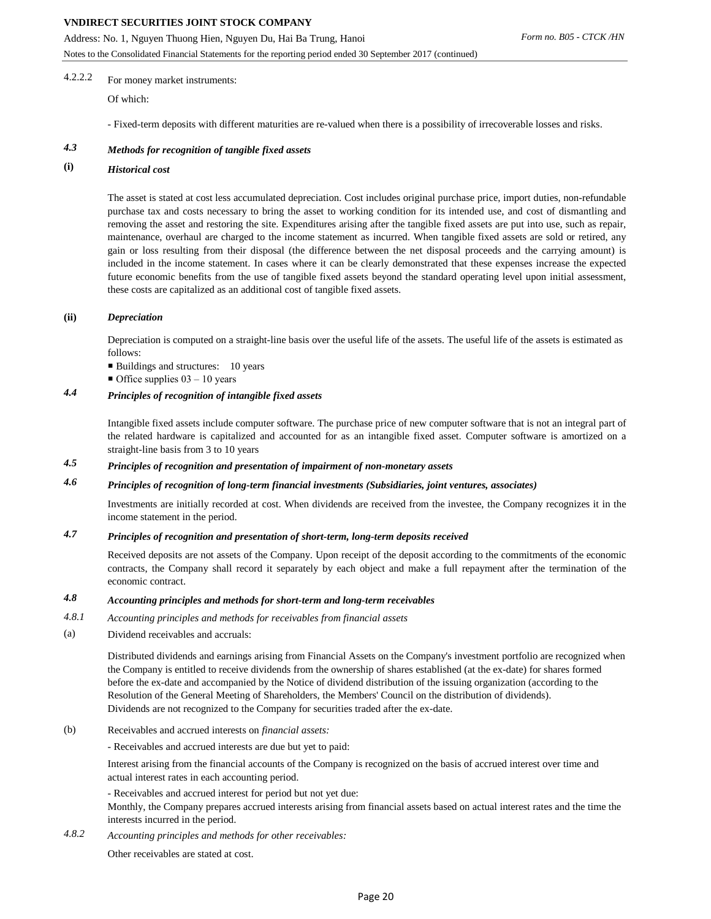4.2.2.2 For money market instruments:

Of which:

- Fixed-term deposits with different maturities are re-valued when there is a possibility of irrecoverable losses and risks.

### *4.3 Methods for recognition of tangible fixed assets*

**(i)** ***Historical cost***

The asset is stated at cost less accumulated depreciation. Cost includes original purchase price, import duties, non-refundable purchase tax and costs necessary to bring the asset to working condition for its intended use, and cost of dismantling and removing the asset and restoring the site. Expenditures arising after the tangible fixed assets are put into use, such as repair, maintenance, overhaul are charged to the income statement as incurred. When tangible fixed assets are sold or retired, any gain or loss resulting from their disposal (the difference between the net disposal proceeds and the carrying amount) is included in the income statement. In cases where it can be clearly demonstrated that these expenses increase the expected future economic benefits from the use of tangible fixed assets beyond the standard operating level upon initial assessment, these costs are capitalized as an additional cost of tangible fixed assets.

**(ii)** ***Depreciation***

Depreciation is computed on a straight-line basis over the useful life of the assets. The useful life of the assets is estimated as follows:

- Buildings and structures: 10 years
- Office supplies 03 – 10 years

### *4.4 Principles of recognition of intangible fixed assets*

Intangible fixed assets include computer software. The purchase price of new computer software that is not an integral part of the related hardware is capitalized and accounted for as an intangible fixed asset. Computer software is amortized on a straight-line basis from 3 to 10 years

### *4.5 Principles of recognition and presentation of impairment of non-monetary assets*

### *4.6 Principles of recognition of long-term financial investments (Subsidiaries, joint ventures, associates)*

Investments are initially recorded at cost. When dividends are received from the investee, the Company recognizes it in the income statement in the period.

### *4.7 Principles of recognition and presentation of short-term, long-term deposits received*

Received deposits are not assets of the Company. Upon receipt of the deposit according to the commitments of the economic contracts, the Company shall record it separately by each object and make a full repayment after the termination of the economic contract.

### *4.8 Accounting principles and methods for short-term and long-term receivables*

*4.8.1 Accounting principles and methods for receivables from financial assets*

(a) Dividend receivables and accruals:

Distributed dividends and earnings arising from Financial Assets on the Company's investment portfolio are recognized when the Company is entitled to receive dividends from the ownership of shares established (at the ex-date) for shares formed before the ex-date and accompanied by the Notice of dividend distribution of the issuing organization (according to the Resolution of the General Meeting of Shareholders, the Members' Council on the distribution of dividends).
Dividends are not recognized to the Company for securities traded after the ex-date.

(b) Receivables and accrued interests on *financial assets:*

- Receivables and accrued interests are due but yet to paid:

Interest arising from the financial accounts of the Company is recognized on the basis of accrued interest over time and actual interest rates in each accounting period.

- Receivables and accrued interest for period but not yet due:
Monthly, the Company prepares accrued interests arising from financial assets based on actual interest rates and the time the interests incurred in the period.

*4.8.2 Accounting principles and methods for other receivables:*

Other receivables are stated at cost.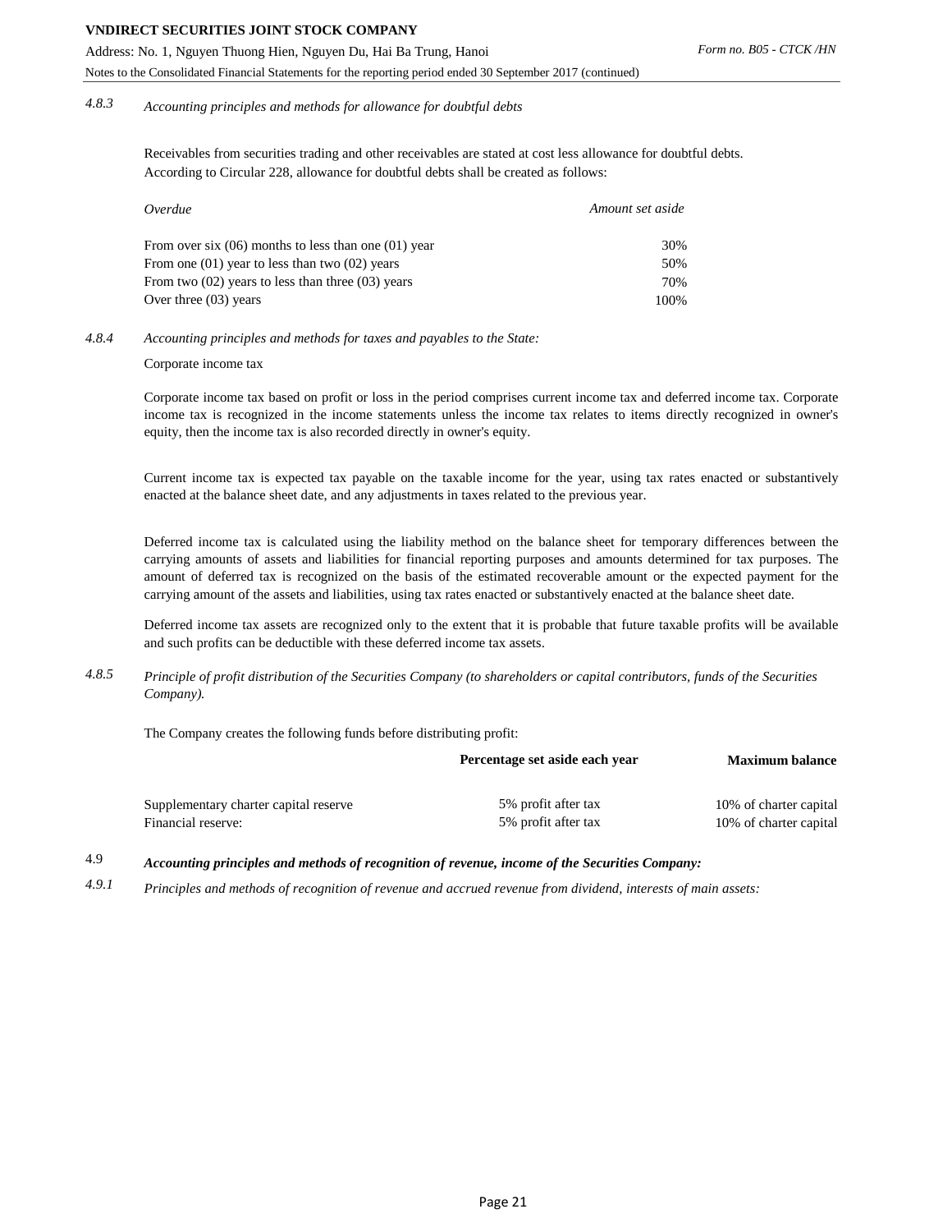*4.8.3 Accounting principles and methods for allowance for doubtful debts*

Receivables from securities trading and other receivables are stated at cost less allowance for doubtful debts. According to Circular 228, allowance for doubtful debts shall be created as follows:

| *Overdue* | *Amount set aside* |
|---|---|
| From over six (06) months to less than one (01) year | 30% |
| From one (01) year to less than two (02) years | 50% |
| From two (02) years to less than three (03) years | 70% |
| Over three (03) years | 100% |

*4.8.4 Accounting principles and methods for taxes and payables to the State:*

Corporate income tax

Corporate income tax based on profit or loss in the period comprises current income tax and deferred income tax. Corporate income tax is recognized in the income statements unless the income tax relates to items directly recognized in owner's equity, then the income tax is also recorded directly in owner's equity.

Current income tax is expected tax payable on the taxable income for the year, using tax rates enacted or substantively enacted at the balance sheet date, and any adjustments in taxes related to the previous year.

Deferred income tax is calculated using the liability method on the balance sheet for temporary differences between the carrying amounts of assets and liabilities for financial reporting purposes and amounts determined for tax purposes. The amount of deferred tax is recognized on the basis of the estimated recoverable amount or the expected payment for the carrying amount of the assets and liabilities, using tax rates enacted or substantively enacted at the balance sheet date.

Deferred income tax assets are recognized only to the extent that it is probable that future taxable profits will be available and such profits can be deductible with these deferred income tax assets.

*4.8.5 Principle of profit distribution of the Securities Company (to shareholders or capital contributors, funds of the Securities Company).*

The Company creates the following funds before distributing profit:

| | **Percentage set aside each year** | **Maximum balance** |
|---|---|---|
| Supplementary charter capital reserve | 5% profit after tax | 10% of charter capital |
| Financial reserve: | 5% profit after tax | 10% of charter capital |

4.9 ***Accounting principles and methods of recognition of revenue, income of the Securities Company:***

*4.9.1 Principles and methods of recognition of revenue and accrued revenue from dividend, interests of main assets:*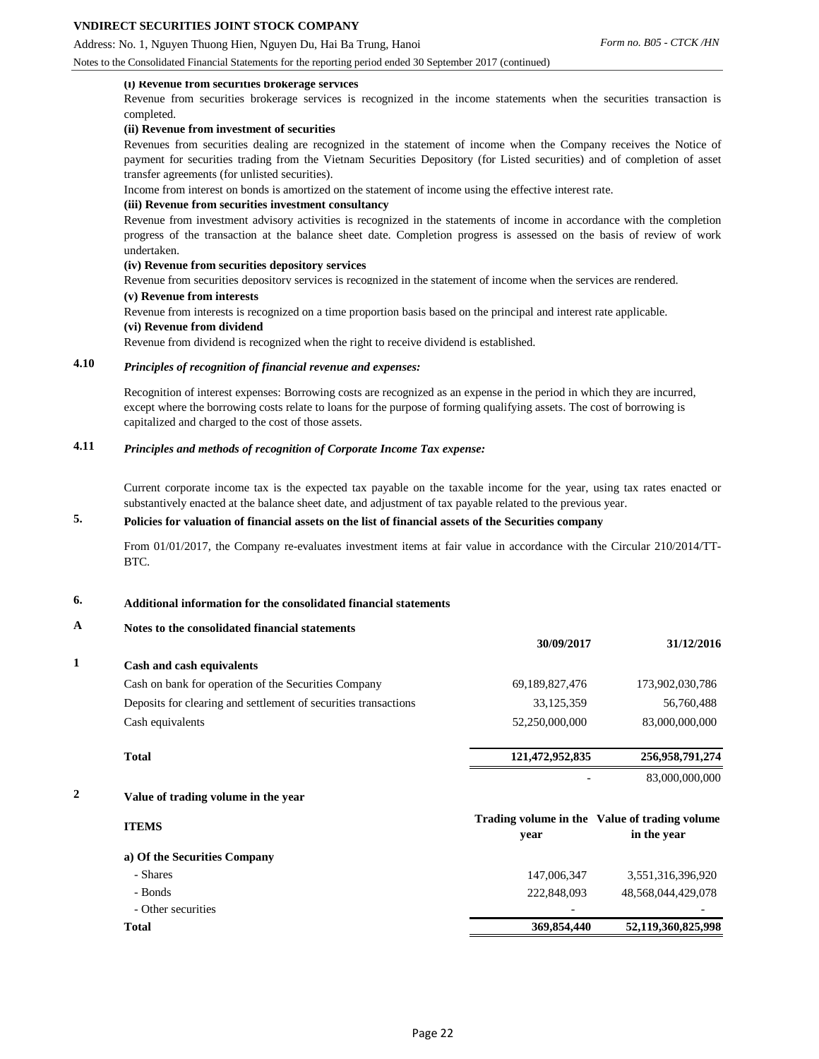**(i) Revenue from securities brokerage services**

Revenue from securities brokerage services is recognized in the income statements when the securities transaction is completed.

**(ii) Revenue from investment of securities**

Revenues from securities dealing are recognized in the statement of income when the Company receives the Notice of payment for securities trading from the Vietnam Securities Depository (for Listed securities) and of completion of asset transfer agreements (for unlisted securities).

Income from interest on bonds is amortized on the statement of income using the effective interest rate.

**(iii) Revenue from securities investment consultancy**

Revenue from investment advisory activities is recognized in the statements of income in accordance with the completion progress of the transaction at the balance sheet date. Completion progress is assessed on the basis of review of work undertaken.

**(iv) Revenue from securities depository services**

Revenue from securities depository services is recognized in the statement of income when the services are rendered.

**(v) Revenue from interests**

Revenue from interests is recognized on a time proportion basis based on the principal and interest rate applicable.

**(vi) Revenue from dividend**

Revenue from dividend is recognized when the right to receive dividend is established.

**4.10** ***Principles of recognition of financial revenue and expenses:***

Recognition of interest expenses: Borrowing costs are recognized as an expense in the period in which they are incurred, except where the borrowing costs relate to loans for the purpose of forming qualifying assets. The cost of borrowing is capitalized and charged to the cost of those assets.

**4.11** ***Principles and methods of recognition of Corporate Income Tax expense:***

Current corporate income tax is the expected tax payable on the taxable income for the year, using tax rates enacted or substantively enacted at the balance sheet date, and adjustment of tax payable related to the previous year.

**5. Policies for valuation of financial assets on the list of financial assets of the Securities company**

From 01/01/2017, the Company re-evaluates investment items at fair value in accordance with the Circular 210/2014/TT-BTC.

**6. Additional information for the consolidated financial statements**

**A Notes to the consolidated financial statements**

| | | 30/09/2017 | 31/12/2016 |
|---|---|---|---|
| **1** | **Cash and cash equivalents** | | |
| | Cash on bank for operation of the Securities Company | 69,189,827,476 | 173,902,030,786 |
| | Deposits for clearing and settlement of securities transactions | 33,125,359 | 56,760,488 |
| | Cash equivalents | 52,250,000,000 | 83,000,000,000 |
| | **Total** | **121,472,952,835** | **256,958,791,274** |
| | | - | 83,000,000,000 |

**2 Value of trading volume in the year**

| ITEMS | Trading volume in the year | Value of trading volume in the year |
|---|---|---|
| **a) Of the Securities Company** | | |
| - Shares | 147,006,347 | 3,551,316,396,920 |
| - Bonds | 222,848,093 | 48,568,044,429,078 |
| - Other securities | - | - |
| **Total** | **369,854,440** | **52,119,360,825,998** |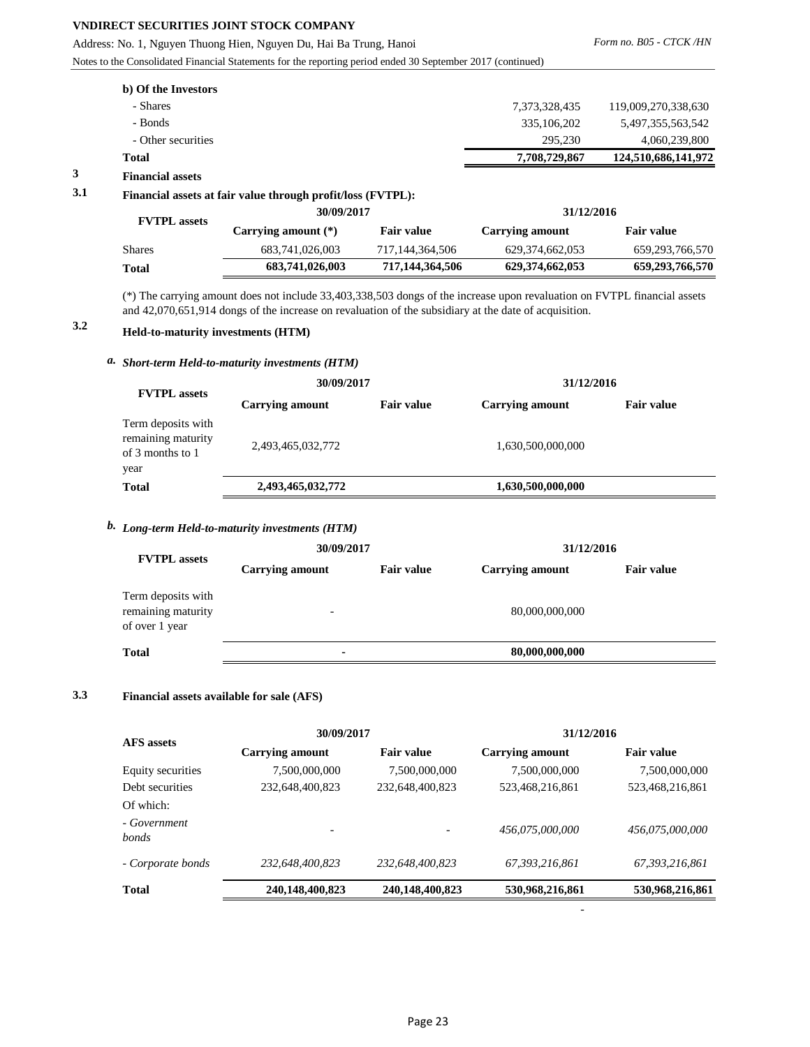**b) Of the Investors**

| | | |
|---|---|---|
| - Shares | 7,373,328,435 | 119,009,270,338,630 |
| - Bonds | 335,106,202 | 5,497,355,563,542 |
| - Other securities | 295,230 | 4,060,239,800 |
| **Total** | **7,708,729,867** | **124,510,686,141,972** |

## 3 Financial assets

### 3.1 Financial assets at fair value through profit/loss (FVTPL):

| FVTPL assets | 30/09/2017 | | 31/12/2016 | |
|---|---|---|---|---|
| | Carrying amount (*) | Fair value | Carrying amount | Fair value |
| Shares | 683,741,026,003 | 717,144,364,506 | 629,374,662,053 | 659,293,766,570 |
| **Total** | **683,741,026,003** | **717,144,364,506** | **629,374,662,053** | **659,293,766,570** |

(*) The carrying amount does not include 33,403,338,503 dongs of the increase upon revaluation on FVTPL financial assets and 42,070,651,914 dongs of the increase on revaluation of the subsidiary at the date of acquisition.

### 3.2 Held-to-maturity investments (HTM)

*a. Short-term Held-to-maturity investments (HTM)*

| FVTPL assets | 30/09/2017 | | 31/12/2016 | |
|---|---|---|---|---|
| | Carrying amount | Fair value | Carrying amount | Fair value |
| Term deposits with remaining maturity of 3 months to 1 year | 2,493,465,032,772 | | 1,630,500,000,000 | |
| **Total** | **2,493,465,032,772** | | **1,630,500,000,000** | |

*b. Long-term Held-to-maturity investments (HTM)*

| FVTPL assets | 30/09/2017 | | 31/12/2016 | |
|---|---|---|---|---|
| | Carrying amount | Fair value | Carrying amount | Fair value |
| Term deposits with remaining maturity of over 1 year | - | | 80,000,000,000 | |
| **Total** | **-** | | **80,000,000,000** | |

### 3.3 Financial assets available for sale (AFS)

| AFS assets | 30/09/2017 | | 31/12/2016 | |
|---|---|---|---|---|
| | Carrying amount | Fair value | Carrying amount | Fair value |
| Equity securities | 7,500,000,000 | 7,500,000,000 | 7,500,000,000 | 7,500,000,000 |
| Debt securities | 232,648,400,823 | 232,648,400,823 | 523,468,216,861 | 523,468,216,861 |
| Of which: | | | | |
| *- Government bonds* | - | - | *456,075,000,000* | *456,075,000,000* |
| *- Corporate bonds* | *232,648,400,823* | *232,648,400,823* | *67,393,216,861* | *67,393,216,861* |
| **Total** | **240,148,400,823** | **240,148,400,823** | **530,968,216,861** | **530,968,216,861** |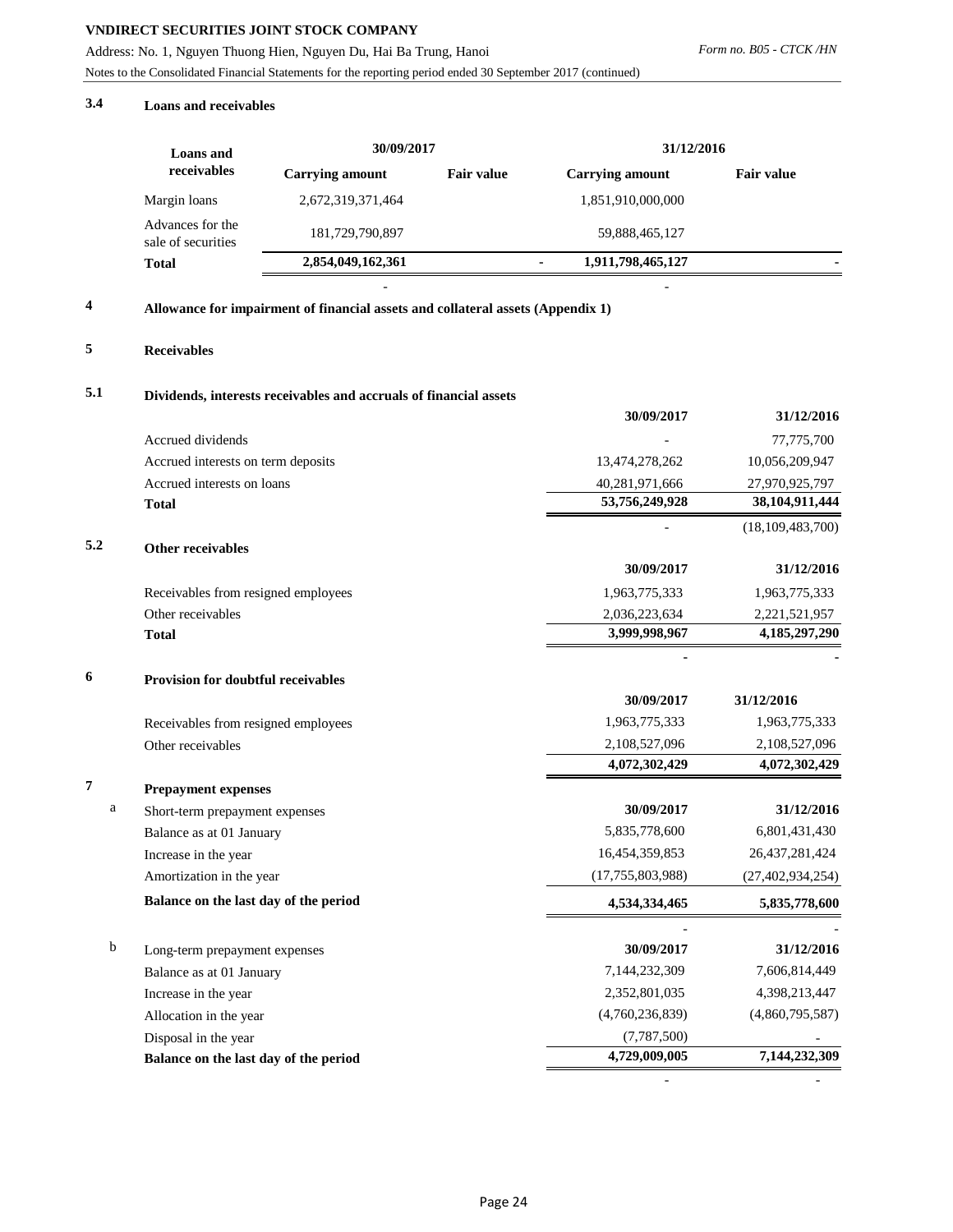### 3.4 Loans and receivables

| Loans and receivables | 30/09/2017 | | 31/12/2016 | |
|---|---|---|---|---|
| | Carrying amount | Fair value | Carrying amount | Fair value |
| Margin loans | 2,672,319,371,464 | | 1,851,910,000,000 | |
| Advances for the sale of securities | 181,729,790,897 | | 59,888,465,127 | |
| **Total** | **2,854,049,162,361** | - | **1,911,798,465,127** | - |
| | - | | - | |

## 4 Allowance for impairment of financial assets and collateral assets (Appendix 1)

## 5 Receivables

### 5.1 Dividends, interests receivables and accruals of financial assets

| | 30/09/2017 | 31/12/2016 |
|---|---|---|
| Accrued dividends | - | 77,775,700 |
| Accrued interests on term deposits | 13,474,278,262 | 10,056,209,947 |
| Accrued interests on loans | 40,281,971,666 | 27,970,925,797 |
| **Total** | **53,756,249,928** | **38,104,911,444** |
| | - | (18,109,483,700) |

### 5.2 Other receivables

| | 30/09/2017 | 31/12/2016 |
|---|---|---|
| Receivables from resigned employees | 1,963,775,333 | 1,963,775,333 |
| Other receivables | 2,036,223,634 | 2,221,521,957 |
| **Total** | **3,999,998,967** | **4,185,297,290** |
| | - | - |

## 6 Provision for doubtful receivables

| | 30/09/2017 | 31/12/2016 |
|---|---|---|
| Receivables from resigned employees | 1,963,775,333 | 1,963,775,333 |
| Other receivables | 2,108,527,096 | 2,108,527,096 |
| | **4,072,302,429** | **4,072,302,429** |

## 7 Prepayment expenses

a Short-term prepayment expenses

| | 30/09/2017 | 31/12/2016 |
|---|---|---|
| Balance as at 01 January | 5,835,778,600 | 6,801,431,430 |
| Increase in the year | 16,454,359,853 | 26,437,281,424 |
| Amortization in the year | (17,755,803,988) | (27,402,934,254) |
| **Balance on the last day of the period** | **4,534,334,465** | **5,835,778,600** |
| | - | - |

b Long-term prepayment expenses

| | 30/09/2017 | 31/12/2016 |
|---|---|---|
| Balance as at 01 January | 7,144,232,309 | 7,606,814,449 |
| Increase in the year | 2,352,801,035 | 4,398,213,447 |
| Allocation in the year | (4,760,236,839) | (4,860,795,587) |
| Disposal in the year | (7,787,500) | - |
| **Balance on the last day of the period** | **4,729,009,005** | **7,144,232,309** |
| | - | - |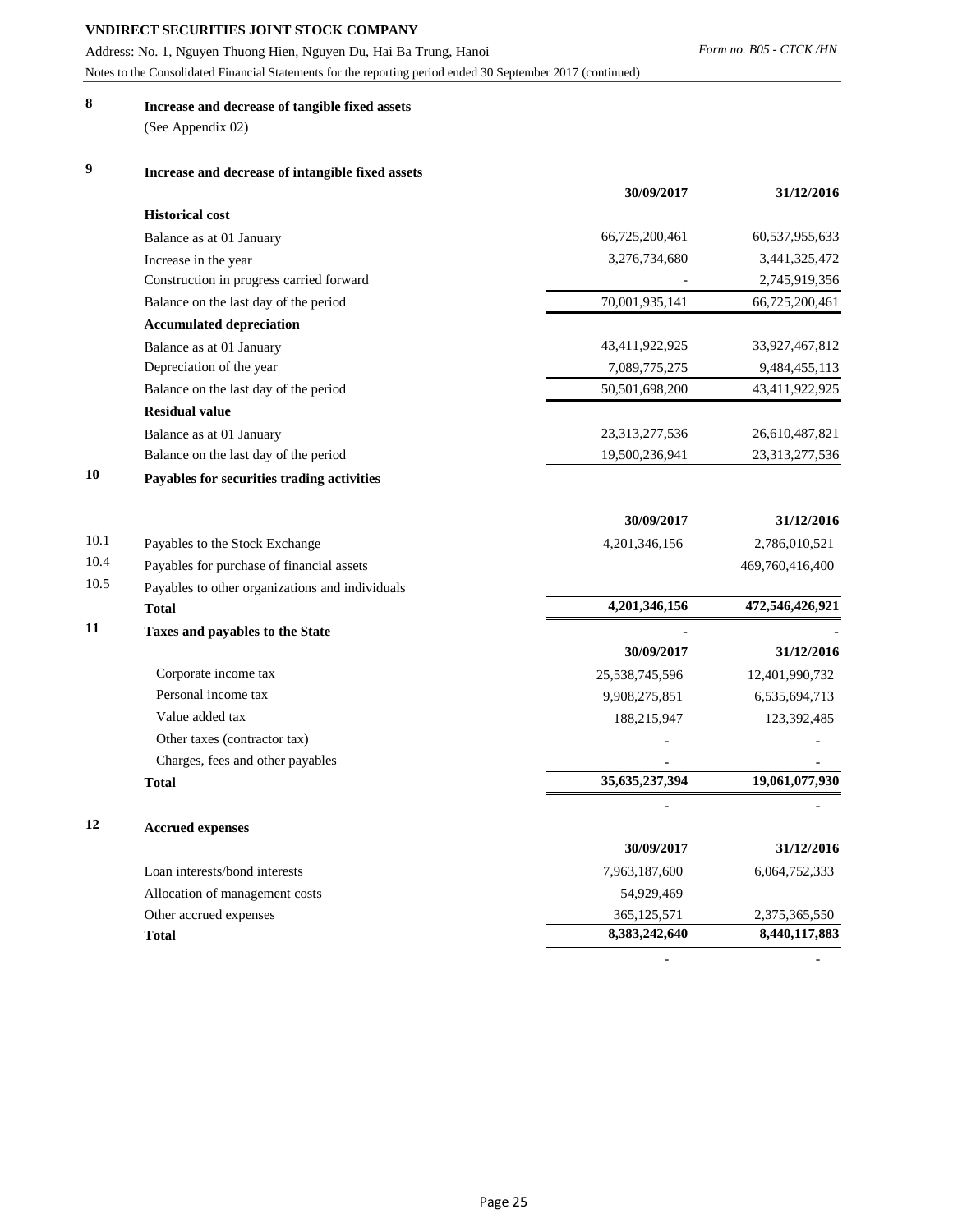## 8 Increase and decrease of tangible fixed assets

(See Appendix 02)

## 9 Increase and decrease of intangible fixed assets

| | 30/09/2017 | 31/12/2016 |
|---|---|---|
| **Historical cost** | | |
| Balance as at 01 January | 66,725,200,461 | 60,537,955,633 |
| Increase in the year | 3,276,734,680 | 3,441,325,472 |
| Construction in progress carried forward | - | 2,745,919,356 |
| Balance on the last day of the period | 70,001,935,141 | 66,725,200,461 |
| **Accumulated depreciation** | | |
| Balance as at 01 January | 43,411,922,925 | 33,927,467,812 |
| Depreciation of the year | 7,089,775,275 | 9,484,455,113 |
| Balance on the last day of the period | 50,501,698,200 | 43,411,922,925 |
| **Residual value** | | |
| Balance as at 01 January | 23,313,277,536 | 26,610,487,821 |
| Balance on the last day of the period | 19,500,236,941 | 23,313,277,536 |

## 10 Payables for securities trading activities

| | | 30/09/2017 | 31/12/2016 |
|---|---|---|---|
| 10.1 | Payables to the Stock Exchange | 4,201,346,156 | 2,786,010,521 |
| 10.4 | Payables for purchase of financial assets | | 469,760,416,400 |
| 10.5 | Payables to other organizations and individuals | | |
| | **Total** | **4,201,346,156** | **472,546,426,921** |
| | | - | - |

## 11 Taxes and payables to the State

| | 30/09/2017 | 31/12/2016 |
|---|---|---|
| Corporate income tax | 25,538,745,596 | 12,401,990,732 |
| Personal income tax | 9,908,275,851 | 6,535,694,713 |
| Value added tax | 188,215,947 | 123,392,485 |
| Other taxes (contractor tax) | - | - |
| Charges, fees and other payables | - | - |
| **Total** | **35,635,237,394** | **19,061,077,930** |
| | - | - |

## 12 Accrued expenses

| | 30/09/2017 | 31/12/2016 |
|---|---|---|
| Loan interests/bond interests | 7,963,187,600 | 6,064,752,333 |
| Allocation of management costs | 54,929,469 | |
| Other accrued expenses | 365,125,571 | 2,375,365,550 |
| **Total** | **8,383,242,640** | **8,440,117,883** |
| | - | - |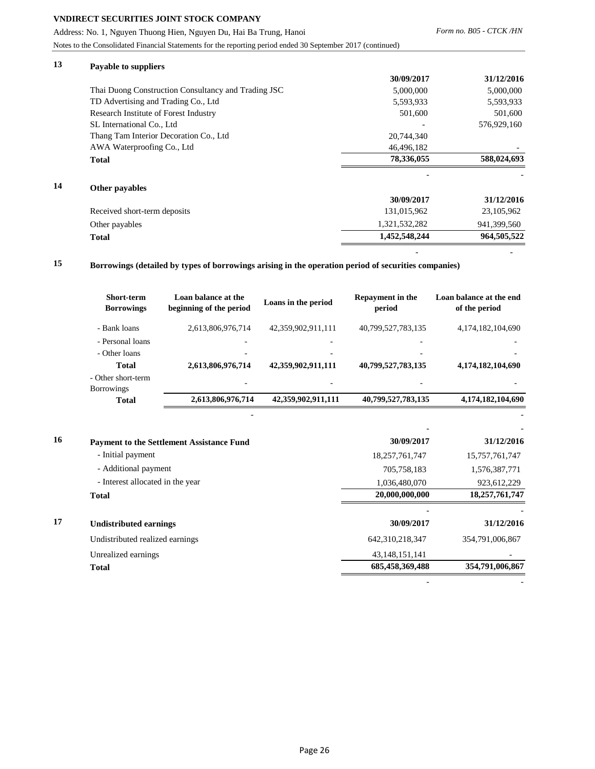## 13 Payable to suppliers

| | 30/09/2017 | 31/12/2016 |
|---|---|---|
| Thai Duong Construction Consultancy and Trading JSC | 5,000,000 | 5,000,000 |
| TD Advertising and Trading Co., Ltd | 5,593,933 | 5,593,933 |
| Research Institute of Forest Industry | 501,600 | 501,600 |
| SL International Co., Ltd | - | 576,929,160 |
| Thang Tam Interior Decoration Co., Ltd | 20,744,340 | |
| AWA Waterproofing Co., Ltd | 46,496,182 | - |
| **Total** | **78,336,055** | **588,024,693** |
| | - | - |

## 14 Other payables

| | 30/09/2017 | 31/12/2016 |
|---|---|---|
| Received short-term deposits | 131,015,962 | 23,105,962 |
| Other payables | 1,321,532,282 | 941,399,560 |
| **Total** | **1,452,548,244** | **964,505,522** |
| | - | - |

## 15 Borrowings (detailed by types of borrowings arising in the operation period of securities companies)

| Short-term Borrowings | Loan balance at the beginning of the period | Loans in the period | Repayment in the period | Loan balance at the end of the period |
|---|---|---|---|---|
| - Bank loans | 2,613,806,976,714 | 42,359,902,911,111 | 40,799,527,783,135 | 4,174,182,104,690 |
| - Personal loans | - | - | - | - |
| - Other loans | - | - | - | - |
| **Total** | **2,613,806,976,714** | **42,359,902,911,111** | **40,799,527,783,135** | **4,174,182,104,690** |
| - Other short-term Borrowings | - | - | - | - |
| **Total** | **2,613,806,976,714** | **42,359,902,911,111** | **40,799,527,783,135** | **4,174,182,104,690** |
| | - | | | - |
| | | | - | - |

## 16 Payment to the Settlement Assistance Fund

| | 30/09/2017 | 31/12/2016 |
|---|---|---|
| - Initial payment | 18,257,761,747 | 15,757,761,747 |
| - Additional payment | 705,758,183 | 1,576,387,771 |
| - Interest allocated in the year | 1,036,480,070 | 923,612,229 |
| **Total** | **20,000,000,000** | **18,257,761,747** |
| | - | - |

## 17 Undistributed earnings

| | 30/09/2017 | 31/12/2016 |
|---|---|---|
| Undistributed realized earnings | 642,310,218,347 | 354,791,006,867 |
| Unrealized earnings | 43,148,151,141 | - |
| **Total** | **685,458,369,488** | **354,791,006,867** |
| | - | - |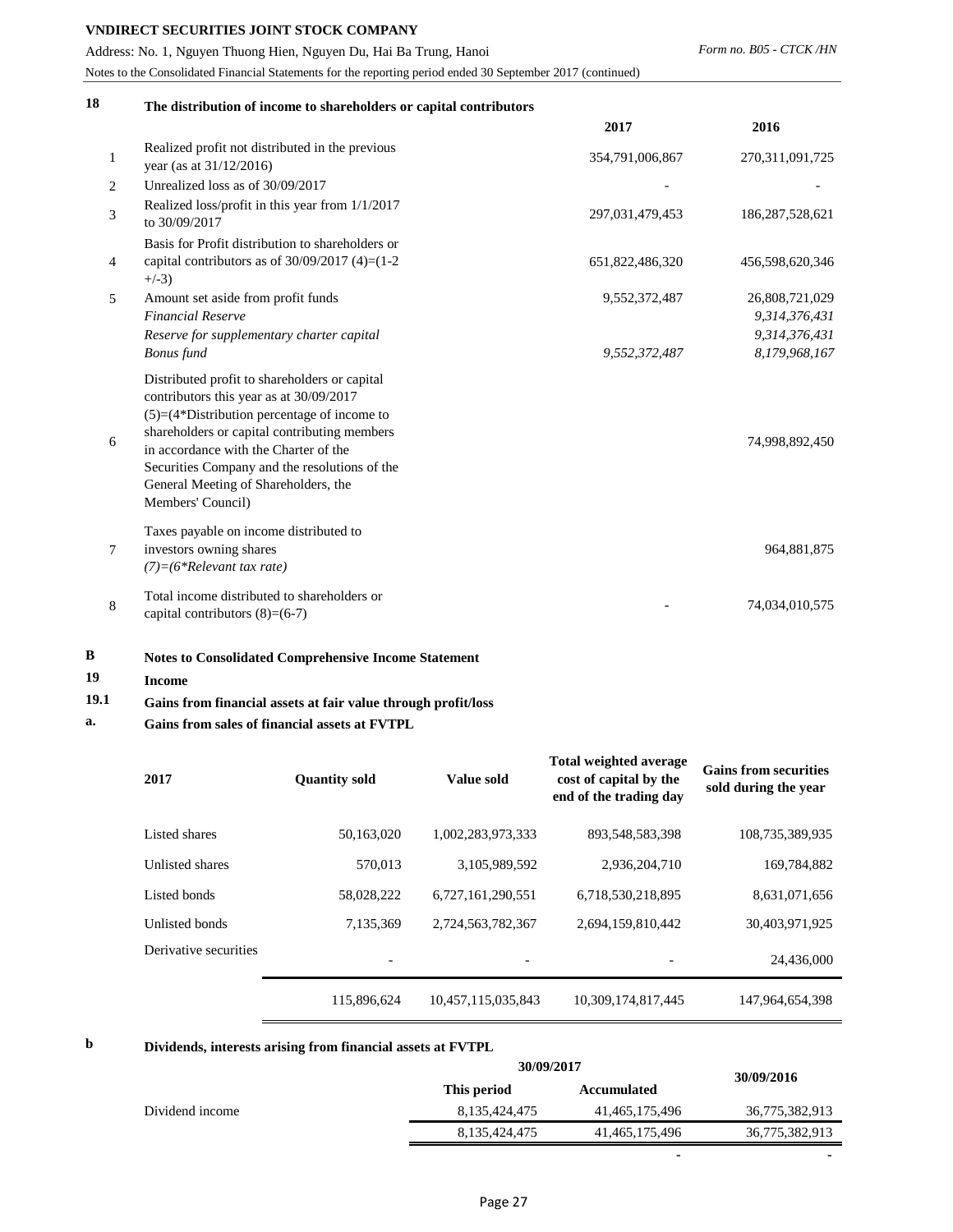## 18 The distribution of income to shareholders or capital contributors

| | | 2017 | 2016 |
|---|---|---|---|
| 1 | Realized profit not distributed in the previous year (as at 31/12/2016) | 354,791,006,867 | 270,311,091,725 |
| 2 | Unrealized loss as of 30/09/2017 | - | - |
| 3 | Realized loss/profit in this year from 1/1/2017 to 30/09/2017 | 297,031,479,453 | 186,287,528,621 |
| 4 | Basis for Profit distribution to shareholders or capital contributors as of 30/09/2017 (4)=(1-2 +/-3) | 651,822,486,320 | 456,598,620,346 |
| 5 | Amount set aside from profit funds | 9,552,372,487 | 26,808,721,029 |
| | *Financial Reserve* | | *9,314,376,431* |
| | *Reserve for supplementary charter capital* | | *9,314,376,431* |
| | *Bonus fund* | *9,552,372,487* | *8,179,968,167* |
| 6 | Distributed profit to shareholders or capital contributors this year as at 30/09/2017 (5)=(4*Distribution percentage of income to shareholders or capital contributing members in accordance with the Charter of the Securities Company and the resolutions of the General Meeting of Shareholders, the Members' Council) | | 74,998,892,450 |
| 7 | Taxes payable on income distributed to investors owning shares *(7)=(6*Relevant tax rate)* | | 964,881,875 |
| 8 | Total income distributed to shareholders or capital contributors (8)=(6-7) | - | 74,034,010,575 |

# B Notes to Consolidated Comprehensive Income Statement

## 19 Income

### 19.1 Gains from financial assets at fair value through profit/loss

### a. Gains from sales of financial assets at FVTPL

| 2017 | Quantity sold | Value sold | Total weighted average cost of capital by the end of the trading day | Gains from securities sold during the year |
|---|---|---|---|---|
| Listed shares | 50,163,020 | 1,002,283,973,333 | 893,548,583,398 | 108,735,389,935 |
| Unlisted shares | 570,013 | 3,105,989,592 | 2,936,204,710 | 169,784,882 |
| Listed bonds | 58,028,222 | 6,727,161,290,551 | 6,718,530,218,895 | 8,631,071,656 |
| Unlisted bonds | 7,135,369 | 2,724,563,782,367 | 2,694,159,810,442 | 30,403,971,925 |
| Derivative securities | - | - | - | 24,436,000 |
| | 115,896,624 | 10,457,115,035,843 | 10,309,174,817,445 | 147,964,654,398 |

### b Dividends, interests arising from financial assets at FVTPL

| | 30/09/2017 | | 30/09/2016 |
|---|---|---|---|
| | This period | Accumulated | |
| Dividend income | 8,135,424,475 | 41,465,175,496 | 36,775,382,913 |
| | 8,135,424,475 | 41,465,175,496 | 36,775,382,913 |
| | | - | - |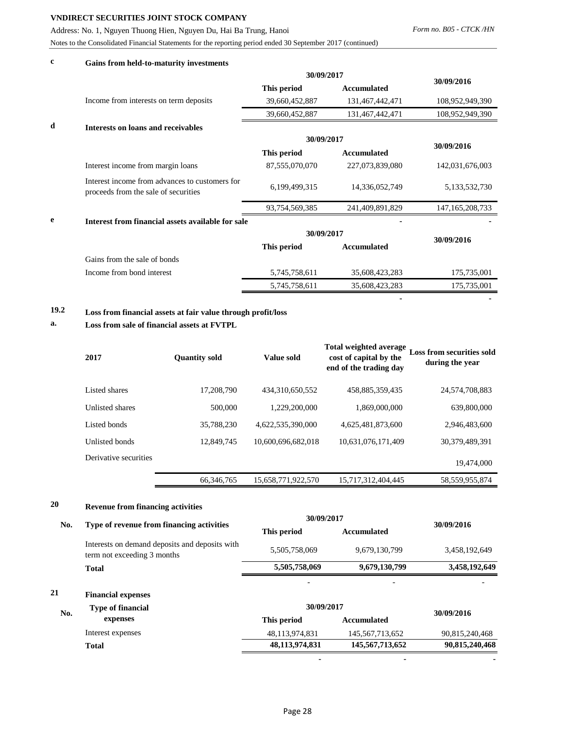### c Gains from held-to-maturity investments

| | 30/09/2017 | | 30/09/2016 |
|---|---|---|---|
| | This period | Accumulated | |
| Income from interests on term deposits | 39,660,452,887 | 131,467,442,471 | 108,952,949,390 |
| | 39,660,452,887 | 131,467,442,471 | 108,952,949,390 |

### d Interests on loans and receivables

| | 30/09/2017 | | 30/09/2016 |
|---|---|---|---|
| | This period | Accumulated | |
| Interest income from margin loans | 87,555,070,070 | 227,073,839,080 | 142,031,676,003 |
| Interest income from advances to customers for proceeds from the sale of securities | 6,199,499,315 | 14,336,052,749 | 5,133,532,730 |
| | 93,754,569,385 | 241,409,891,829 | 147,165,208,733 |

### e Interest from financial assets available for sale

| | 30/09/2017 | | 30/09/2016 |
|---|---|---|---|
| | This period | Accumulated | |
| Gains from the sale of bonds | | | |
| Income from bond interest | 5,745,758,611 | 35,608,423,283 | 175,735,001 |
| | 5,745,758,611 | 35,608,423,283 | 175,735,001 |

## 19.2 Loss from financial assets at fair value through profit/loss

### a. Loss from sale of financial assets at FVTPL

| 2017 | Quantity sold | Value sold | Total weighted average cost of capital by the end of the trading day | Loss from securities sold during the year |
|---|---|---|---|---|
| Listed shares | 17,208,790 | 434,310,650,552 | 458,885,359,435 | 24,574,708,883 |
| Unlisted shares | 500,000 | 1,229,200,000 | 1,869,000,000 | 639,800,000 |
| Listed bonds | 35,788,230 | 4,622,535,390,000 | 4,625,481,873,600 | 2,946,483,600 |
| Unlisted bonds | 12,849,745 | 10,600,696,682,018 | 10,631,076,171,409 | 30,379,489,391 |
| Derivative securities | | | | 19,474,000 |
| | 66,346,765 | 15,658,771,922,570 | 15,717,312,404,445 | 58,559,955,874 |

## 20 Revenue from financing activities

| No. | Type of revenue from financing activities | 30/09/2017 | | 30/09/2016 |
|---|---|---|---|---|
| | | This period | Accumulated | |
| | Interests on demand deposits and deposits with term not exceeding 3 months | 5,505,758,069 | 9,679,130,799 | 3,458,192,649 |
| | **Total** | **5,505,758,069** | **9,679,130,799** | **3,458,192,649** |

## 21 Financial expenses

| No. | Type of financial expenses | 30/09/2017 | | 30/09/2016 |
|---|---|---|---|---|
| | | This period | Accumulated | |
| | Interest expenses | 48,113,974,831 | 145,567,713,652 | 90,815,240,468 |
| | **Total** | **48,113,974,831** | **145,567,713,652** | **90,815,240,468** |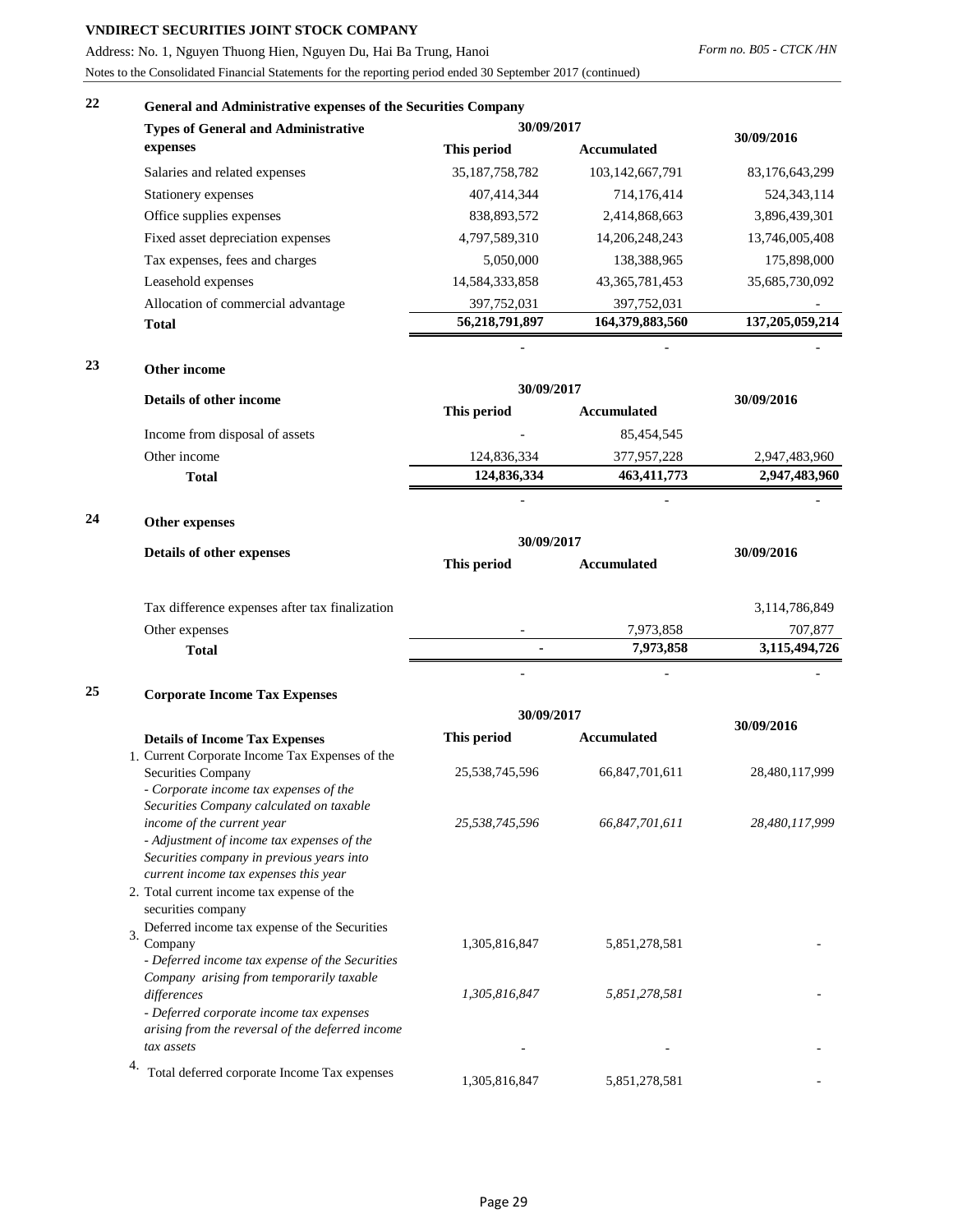## 22 General and Administrative expenses of the Securities Company

| Types of General and Administrative expenses | 30/09/2017 | | 30/09/2016 |
|---|---|---|---|
| | This period | Accumulated | |
| Salaries and related expenses | 35,187,758,782 | 103,142,667,791 | 83,176,643,299 |
| Stationery expenses | 407,414,344 | 714,176,414 | 524,343,114 |
| Office supplies expenses | 838,893,572 | 2,414,868,663 | 3,896,439,301 |
| Fixed asset depreciation expenses | 4,797,589,310 | 14,206,248,243 | 13,746,005,408 |
| Tax expenses, fees and charges | 5,050,000 | 138,388,965 | 175,898,000 |
| Leasehold expenses | 14,584,333,858 | 43,365,781,453 | 35,685,730,092 |
| Allocation of commercial advantage | 397,752,031 | 397,752,031 | - |
| **Total** | **56,218,791,897** | **164,379,883,560** | **137,205,059,214** |
| | - | - | - |

## 23 Other income

| Details of other income | 30/09/2017 | | 30/09/2016 |
|---|---|---|---|
| | This period | Accumulated | |
| Income from disposal of assets | - | 85,454,545 | |
| Other income | 124,836,334 | 377,957,228 | 2,947,483,960 |
| **Total** | **124,836,334** | **463,411,773** | **2,947,483,960** |
| | - | - | - |

## 24 Other expenses

| Details of other expenses | 30/09/2017 | | 30/09/2016 |
|---|---|---|---|
| | This period | Accumulated | |
| Tax difference expenses after tax finalization | | | 3,114,786,849 |
| Other expenses | - | 7,973,858 | 707,877 |
| **Total** | **-** | **7,973,858** | **3,115,494,726** |
| | - | - | - |

## 25 Corporate Income Tax Expenses

| Details of Income Tax Expenses | 30/09/2017 | | 30/09/2016 |
|---|---|---|---|
| | This period | Accumulated | |
| 1. Current Corporate Income Tax Expenses of the Securities Company | 25,538,745,596 | 66,847,701,611 | 28,480,117,999 |
| *- Corporate income tax expenses of the Securities Company calculated on taxable income of the current year* | *25,538,745,596* | *66,847,701,611* | *28,480,117,999* |
| *- Adjustment of income tax expenses of the Securities company in previous years into current income tax expenses this year* | | | |
| 2. Total current income tax expense of the securities company | | | |
| 3. Deferred income tax expense of the Securities Company | 1,305,816,847 | 5,851,278,581 | - |
| *- Deferred income tax expense of the Securities Company arising from temporarily taxable differences* | *1,305,816,847* | *5,851,278,581* | - |
| *- Deferred corporate income tax expenses arising from the reversal of the deferred income tax assets* | - | - | - |
| 4. Total deferred corporate Income Tax expenses | 1,305,816,847 | 5,851,278,581 | - |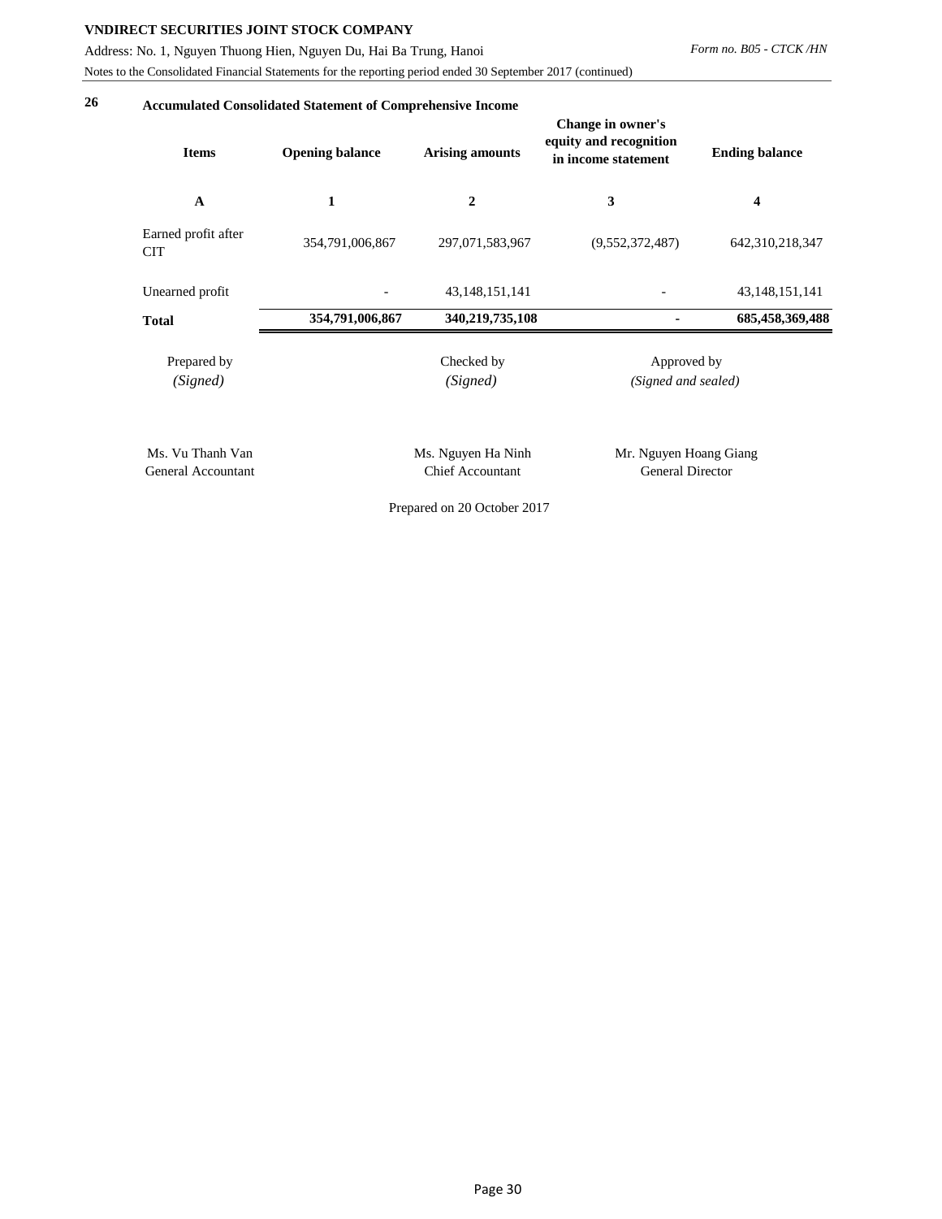## 26 Accumulated Consolidated Statement of Comprehensive Income

| Items | Opening balance | Arising amounts | Change in owner's equity and recognition in income statement | Ending balance |
|---|---|---|---|---|
| A | 1 | 2 | 3 | 4 |
| Earned profit after CIT | 354,791,006,867 | 297,071,583,967 | (9,552,372,487) | 642,310,218,347 |
| Unearned profit | - | 43,148,151,141 | - | 43,148,151,141 |
| **Total** | **354,791,006,867** | **340,219,735,108** | **-** | **685,458,369,488** |

| Prepared by | Checked by | Approved by |
|---|---|---|
| *(Signed)* | *(Signed)* | *(Signed and sealed)* |
| Ms. Vu Thanh Van | Ms. Nguyen Ha Ninh | Mr. Nguyen Hoang Giang |
| General Accountant | Chief Accountant | General Director |

Prepared on 20 October 2017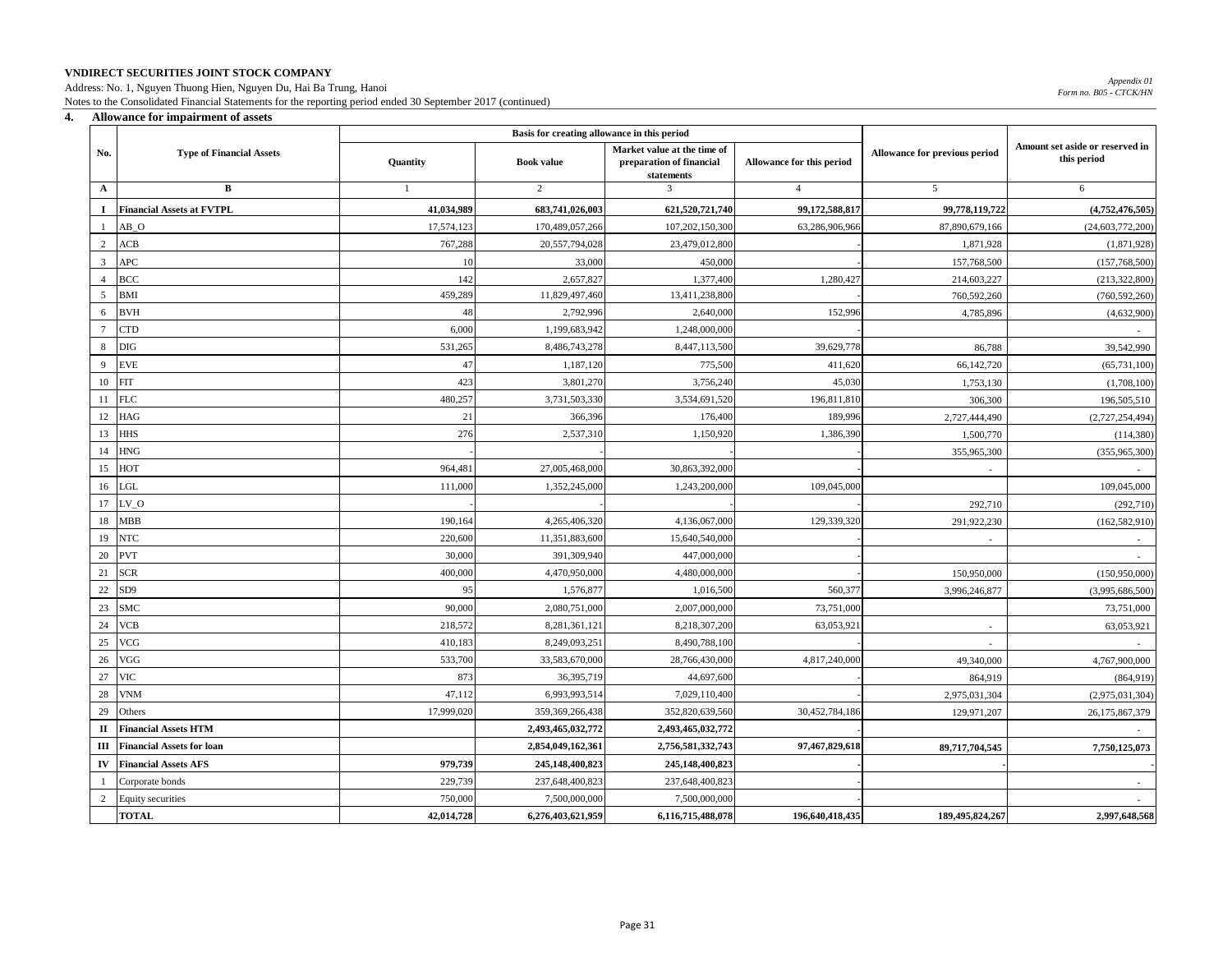**VNDIRECT SECURITIES JOINT STOCK COMPANY**

Address: No. 1, Nguyen Thuong Hien, Nguyen Du, Hai Ba Trung, Hanoi

Notes to the Consolidated Financial Statements for the reporting period ended 30 September 2017 (continued)

*Appendix 01*
*Form no. B05 - CTCK/HN*

## 4. Allowance for impairment of assets

| No. | Type of Financial Assets | Basis for creating allowance in this period | | | | Allowance for previous period | Amount set aside or reserved in this period |
|---|---|---|---|---|---|---|---|
| | | Quantity | Book value | Market value at the time of preparation of financial statements | Allowance for this period | | |
| A | B | 1 | 2 | 3 | 4 | 5 | 6 |
| **I** | **Financial Assets at FVTPL** | **41,034,989** | **683,741,026,003** | **621,520,721,740** | **99,172,588,817** | **99,778,119,722** | **(4,752,476,505)** |
| 1 | AB_O | 17,574,123 | 170,489,057,266 | 107,202,150,300 | 63,286,906,966 | 87,890,679,166 | (24,603,772,200) |
| 2 | ACB | 767,288 | 20,557,794,028 | 23,479,012,800 | - | 1,871,928 | (1,871,928) |
| 3 | APC | 10 | 33,000 | 450,000 | - | 157,768,500 | (157,768,500) |
| 4 | BCC | 142 | 2,657,827 | 1,377,400 | 1,280,427 | 214,603,227 | (213,322,800) |
| 5 | BMI | 459,289 | 11,829,497,460 | 13,411,238,800 | - | 760,592,260 | (760,592,260) |
| 6 | BVH | 48 | 2,792,996 | 2,640,000 | 152,996 | 4,785,896 | (4,632,900) |
| 7 | CTD | 6,000 | 1,199,683,942 | 1,248,000,000 | - | | - |
| 8 | DIG | 531,265 | 8,486,743,278 | 8,447,113,500 | 39,629,778 | 86,788 | 39,542,990 |
| 9 | EVE | 47 | 1,187,120 | 775,500 | 411,620 | 66,142,720 | (65,731,100) |
| 10 | FIT | 423 | 3,801,270 | 3,756,240 | 45,030 | 1,753,130 | (1,708,100) |
| 11 | FLC | 480,257 | 3,731,503,330 | 3,534,691,520 | 196,811,810 | 306,300 | 196,505,510 |
| 12 | HAG | 21 | 366,396 | 176,400 | 189,996 | 2,727,444,490 | (2,727,254,494) |
| 13 | HHS | 276 | 2,537,310 | 1,150,920 | 1,386,390 | 1,500,770 | (114,380) |
| 14 | HNG | - | - | - | - | 355,965,300 | (355,965,300) |
| 15 | HOT | 964,481 | 27,005,468,000 | 30,863,392,000 | - | - | - |
| 16 | LGL | 111,000 | 1,352,245,000 | 1,243,200,000 | 109,045,000 | | 109,045,000 |
| 17 | LV_O | - | - | - | - | 292,710 | (292,710) |
| 18 | MBB | 190,164 | 4,265,406,320 | 4,136,067,000 | 129,339,320 | 291,922,230 | (162,582,910) |
| 19 | NTC | 220,600 | 11,351,883,600 | 15,640,540,000 | - | - | - |
| 20 | PVT | 30,000 | 391,309,940 | 447,000,000 | - | | - |
| 21 | SCR | 400,000 | 4,470,950,000 | 4,480,000,000 | - | 150,950,000 | (150,950,000) |
| 22 | SD9 | 95 | 1,576,877 | 1,016,500 | 560,377 | 3,996,246,877 | (3,995,686,500) |
| 23 | SMC | 90,000 | 2,080,751,000 | 2,007,000,000 | 73,751,000 | | 73,751,000 |
| 24 | VCB | 218,572 | 8,281,361,121 | 8,218,307,200 | 63,053,921 | - | 63,053,921 |
| 25 | VCG | 410,183 | 8,249,093,251 | 8,490,788,100 | - | - | - |
| 26 | VGG | 533,700 | 33,583,670,000 | 28,766,430,000 | 4,817,240,000 | 49,340,000 | 4,767,900,000 |
| 27 | VIC | 873 | 36,395,719 | 44,697,600 | - | 864,919 | (864,919) |
| 28 | VNM | 47,112 | 6,993,993,514 | 7,029,110,400 | - | 2,975,031,304 | (2,975,031,304) |
| 29 | Others | 17,999,020 | 359,369,266,438 | 352,820,639,560 | 30,452,784,186 | 129,971,207 | 26,175,867,379 |
| **II** | **Financial Assets HTM** | | **2,493,465,032,772** | **2,493,465,032,772** | - | | - |
| **III** | **Financial Assets for loan** | | **2,854,049,162,361** | **2,756,581,332,743** | **97,467,829,618** | **89,717,704,545** | **7,750,125,073** |
| **IV** | **Financial Assets AFS** | **979,739** | **245,148,400,823** | **245,148,400,823** | **-** | **-** | **-** |
| 1 | Corporate bonds | 229,739 | 237,648,400,823 | 237,648,400,823 | - | | - |
| 2 | Equity securities | 750,000 | 7,500,000,000 | 7,500,000,000 | - | | - |
| | **TOTAL** | **42,014,728** | **6,276,403,621,959** | **6,116,715,488,078** | **196,640,418,435** | **189,495,824,267** | **2,997,648,568** |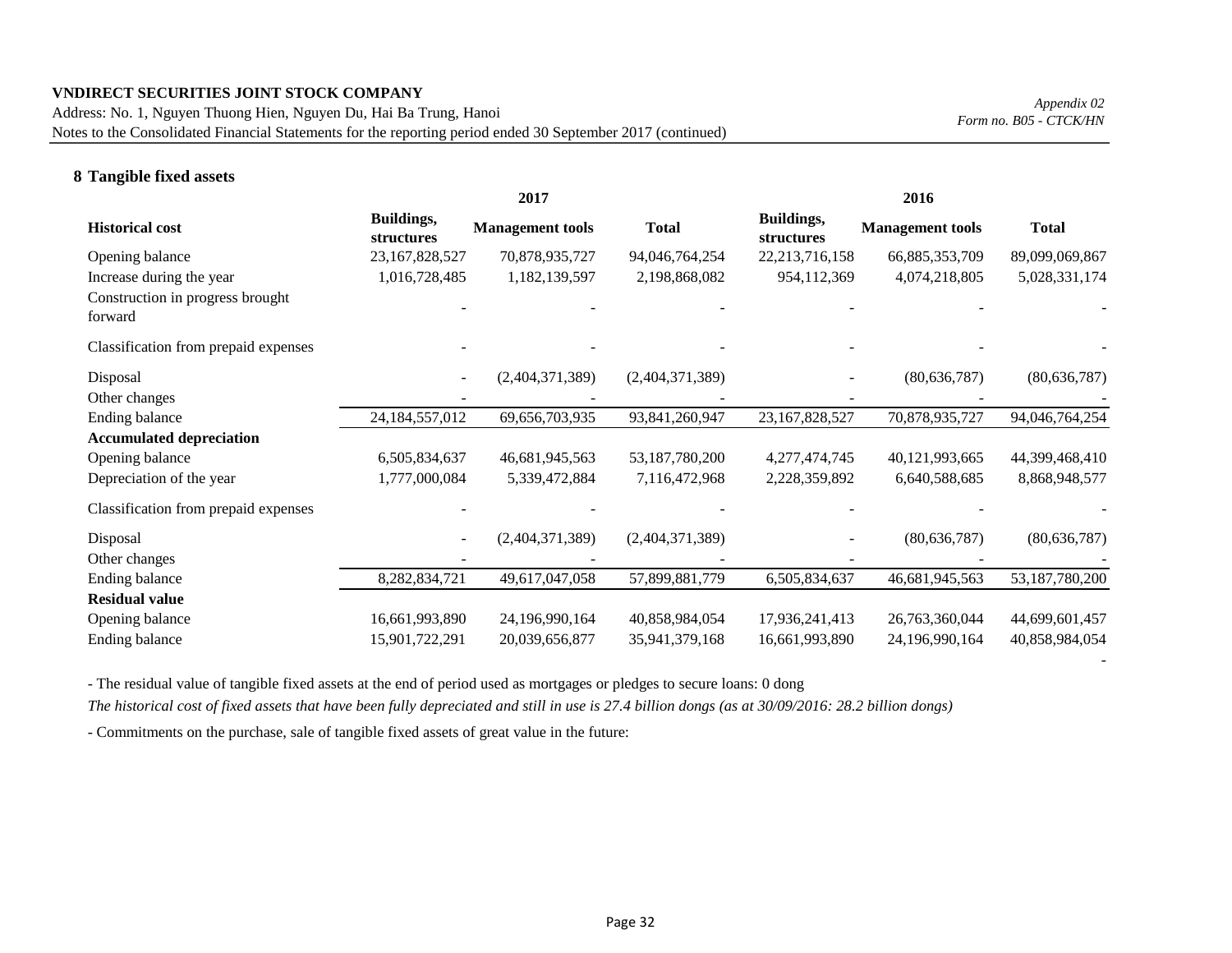## 8 Tangible fixed assets

| | 2017 | | | 2016 | | |
|---|---|---|---|---|---|---|
| **Historical cost** | **Buildings, structures** | **Management tools** | **Total** | **Buildings, structures** | **Management tools** | **Total** |
| Opening balance | 23,167,828,527 | 70,878,935,727 | 94,046,764,254 | 22,213,716,158 | 66,885,353,709 | 89,099,069,867 |
| Increase during the year | 1,016,728,485 | 1,182,139,597 | 2,198,868,082 | 954,112,369 | 4,074,218,805 | 5,028,331,174 |
| Construction in progress brought forward | - | - | - | - | - | - |
| Classification from prepaid expenses | - | - | - | - | - | - |
| Disposal | - | (2,404,371,389) | (2,404,371,389) | - | (80,636,787) | (80,636,787) |
| Other changes | - | - | - | - | - | - |
| Ending balance | 24,184,557,012 | 69,656,703,935 | 93,841,260,947 | 23,167,828,527 | 70,878,935,727 | 94,046,764,254 |
| **Accumulated depreciation** | | | | | | |
| Opening balance | 6,505,834,637 | 46,681,945,563 | 53,187,780,200 | 4,277,474,745 | 40,121,993,665 | 44,399,468,410 |
| Depreciation of the year | 1,777,000,084 | 5,339,472,884 | 7,116,472,968 | 2,228,359,892 | 6,640,588,685 | 8,868,948,577 |
| Classification from prepaid expenses | - | - | - | - | - | - |
| Disposal | - | (2,404,371,389) | (2,404,371,389) | - | (80,636,787) | (80,636,787) |
| Other changes | - | - | - | - | - | - |
| Ending balance | 8,282,834,721 | 49,617,047,058 | 57,899,881,779 | 6,505,834,637 | 46,681,945,563 | 53,187,780,200 |
| **Residual value** | | | | | | |
| Opening balance | 16,661,993,890 | 24,196,990,164 | 40,858,984,054 | 17,936,241,413 | 26,763,360,044 | 44,699,601,457 |
| Ending balance | 15,901,722,291 | 20,039,656,877 | 35,941,379,168 | 16,661,993,890 | 24,196,990,164 | 40,858,984,054 |
| | | | | | | - |

- The residual value of tangible fixed assets at the end of period used as mortgages or pledges to secure loans: 0 dong

*The historical cost of fixed assets that have been fully depreciated and still in use is 27.4 billion dongs (as at 30/09/2016: 28.2 billion dongs)*

- Commitments on the purchase, sale of tangible fixed assets of great value in the future: